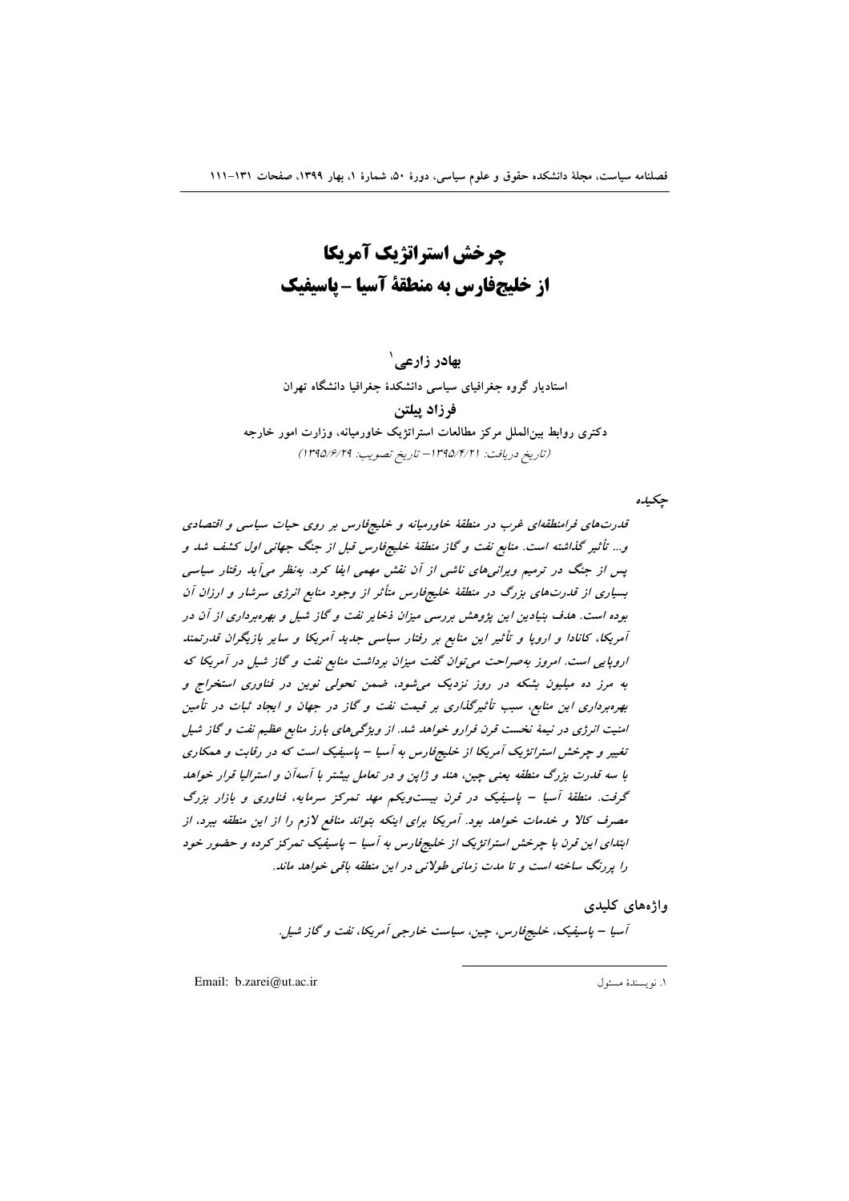# چرخش استراتژیک آمریکا از خلیج‌فارس به منطقهٔ آسیا – پاسیفیک

**بهادر زارعی**[1]

استادیار گروه جغرافیای سیاسی دانشکدهٔ جغرافیا دانشگاه تهران

**فرزاد پیلتن**

دکتری روابط بین‌الملل مرکز مطالعات استراتژیک خاورمیانه، وزارت امور خارجه

(تاریخ دریافت: ۱۳۹۵/۴/۲۱ – تاریخ تصویب: ۱۳۹۵/۶/۲۹)

## چکیده

*قدرت‌های فرامنطقه‌ای غرب در منطقهٔ خاورمیانه و خلیج‌فارس بر روی حیات سیاسی و اقتصادی و... تأثیر گذاشته است. منابع نفت و گاز منطقهٔ خلیج‌فارس قبل از جنگ جهانی اول کشف شد و پس از جنگ در ترمیم ویرانی‌های ناشی از آن نقش مهمی ایفا کرد. به‌نظر می‌آید رفتار سیاسی بسیاری از قدرت‌های بزرگ در منطقهٔ خلیج‌فارس متأثر از وجود منابع انرژی سرشار و ارزان آن بوده است. هدف بنیادین این پژوهش بررسی میزان ذخایر نفت و گاز شیل و بهره‌برداری از آن در آمریکا، کانادا و اروپا و تأثیر این منابع بر رفتار سیاسی جدید آمریکا و سایر بازیگران قدرتمند اروپایی است. امروز به‌صراحت می‌توان گفت میزان برداشت منابع نفت و گاز شیل در آمریکا که به مرز ده میلیون بشکه در روز نزدیک می‌شود، ضمن تحولی نوین در فناوری استخراج و بهره‌برداری این منابع، سبب تأثیرگذاری بر قیمت نفت و گاز در جهان و ایجاد ثبات در تأمین امنیت انرژی در نیمهٔ نخست قرن فرارو خواهد شد. از ویژگی‌های بارز منابع عظیم نفت و گاز شیل تغییر و چرخش استراتژیک آمریکا از خلیج‌فارس به آسیا – پاسیفیک است که در رقابت و همکاری با سه قدرت بزرگ منطقه یعنی چین، هند و ژاپن و در تعامل بیشتر با آسه‌آن و استرالیا قرار خواهد گرفت. منطقهٔ آسیا – پاسیفیک در قرن بیست‌ویکم مهد تمرکز سرمایه، فناوری و بازار بزرگ مصرف کالا و خدمات خواهد بود. آمریکا برای اینکه بتواند منافع لازم را از این منطقه ببرد، از ابتدای این قرن با چرخش استراتژیک از خلیج‌فارس به آسیا – پاسیفیک تمرکز کرده و حضور خود را پررنگ ساخته است و تا مدت زمانی طولانی در این منطقه باقی خواهد ماند.*

## واژه‌های کلیدی

*آسیا – پاسیفیک، خلیج‌فارس، چین، سیاست خارجی آمریکا، نفت و گاز شیل.*

---

[1] نویسندهٔ مسئول &nbsp;&nbsp;&nbsp;&nbsp; Email: b.zarei@ut.ac.ir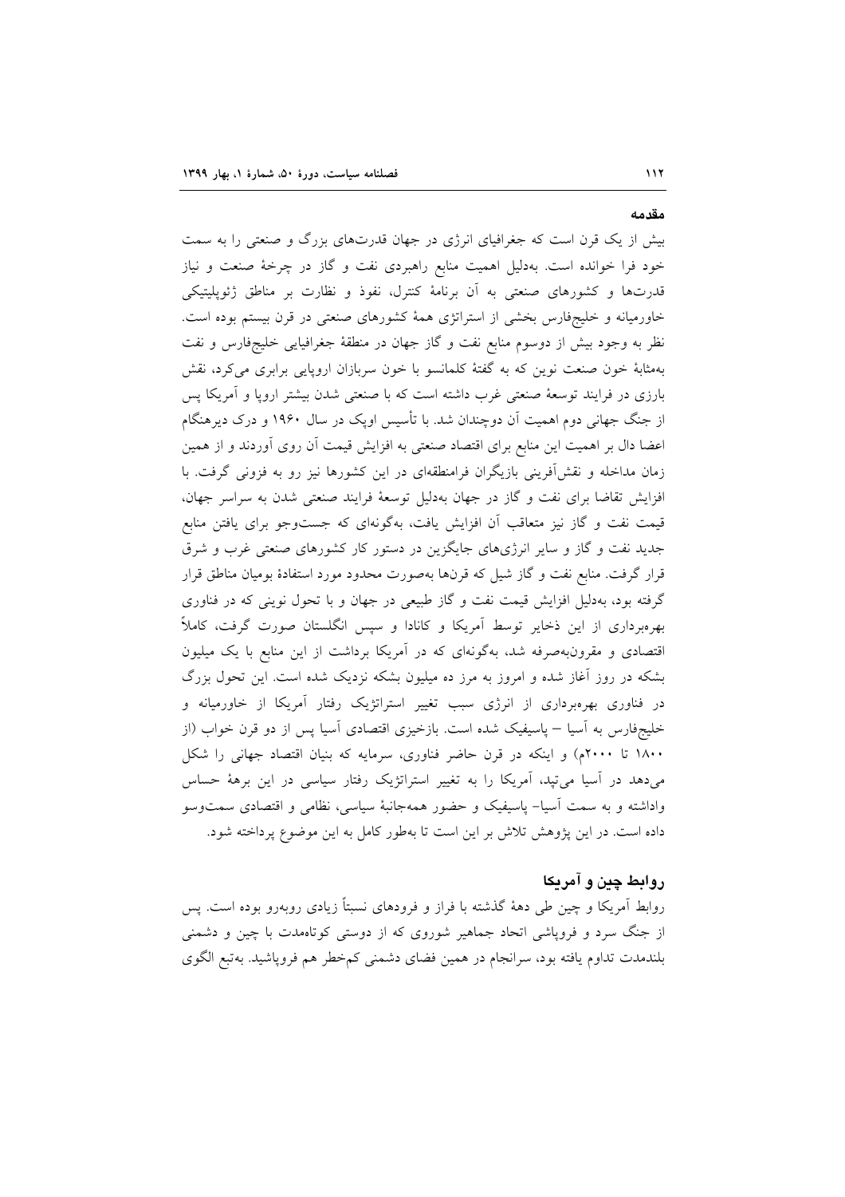## مقدمه

بیش از یک قرن است که جغرافیای انرژی در جهان قدرت‌های بزرگ و صنعتی را به سمت خود فرا خوانده است. به‌دلیل اهمیت منابع راهبردی نفت و گاز در چرخهٔ صنعت و نیاز قدرت‌ها و کشورهای صنعتی به آن برنامهٔ کنترل، نفوذ و نظارت بر مناطق ژئوپلیتیکی خاورمیانه و خلیج‌فارس بخشی از استراتژی همهٔ کشورهای صنعتی در قرن بیستم بوده است. نظر به وجود بیش از دوسوم منابع نفت و گاز جهان در منطقهٔ جغرافیایی خلیج‌فارس و نفت به‌مثابهٔ خون صنعت نوین که به گفتهٔ کلمانسو با خون سربازان اروپایی برابری می‌کرد، نقش بارزی در فرایند توسعهٔ صنعتی غرب داشته است که با صنعتی شدن بیشتر اروپا و آمریکا پس از جنگ جهانی دوم اهمیت آن دوچندان شد. با تأسیس اوپک در سال ۱۹۶۰ و درک دیرهنگام اعضا دال بر اهمیت این منابع برای اقتصاد صنعتی به افزایش قیمت آن روی آوردند و از همین زمان مداخله و نقش‌آفرینی بازیگران فرامنطقه‌ای در این کشورها نیز رو به فزونی گرفت. با افزایش تقاضا برای نفت و گاز در جهان به‌دلیل توسعهٔ فرایند صنعتی شدن به سراسر جهان، قیمت نفت و گاز نیز متعاقب آن افزایش یافت، به‌گونه‌ای که جست‌وجو برای یافتن منابع جدید نفت و گاز و سایر انرژی‌های جایگزین در دستور کار کشورهای صنعتی غرب و شرق قرار گرفت. منابع نفت و گاز شیل که قرن‌ها به‌صورت محدود مورد استفادهٔ بومیان مناطق قرار گرفته بود، به‌دلیل افزایش قیمت نفت و گاز طبیعی در جهان و با تحول نوینی که در فناوری بهره‌برداری از این ذخایر توسط آمریکا و کانادا و سپس انگلستان صورت گرفت، کاملاً اقتصادی و مقرون‌به‌صرفه شد، به‌گونه‌ای که در آمریکا برداشت از این منابع با یک میلیون بشکه در روز آغاز شده و امروز به مرز ده میلیون بشکه نزدیک شده است. این تحول بزرگ در فناوری بهره‌برداری از انرژی سبب تغییر استراتژیک رفتار آمریکا از خاورمیانه و خلیج‌فارس به آسیا – پاسیفیک شده است. بازخیزی اقتصادی آسیا پس از دو قرن خواب (از ۱۸۰۰ تا ۲۰۰۰م) و اینکه در قرن حاضر فناوری، سرمایه که بنیان اقتصاد جهانی را شکل می‌دهد در آسیا می‌تپد، آمریکا را به تغییر استراتژیک رفتار سیاسی در این برههٔ حساس واداشته و به سمت آسیا- پاسیفیک و حضور همه‌جانبهٔ سیاسی، نظامی و اقتصادی سمت‌وسو داده است. در این پژوهش تلاش بر این است تا به‌طور کامل به این موضوع پرداخته شود.

## روابط چین و آمریکا

روابط آمریکا و چین طی دههٔ گذشته با فراز و فرودهای نسبتاً زیادی روبه‌رو بوده است. پس از جنگ سرد و فروپاشی اتحاد جماهیر شوروی که از دوستی کوتاه‌مدت با چین و دشمنی بلندمدت تداوم یافته بود، سرانجام در همین فضای دشمنی کم‌خطر هم فروپاشید. به‌تبع الگوی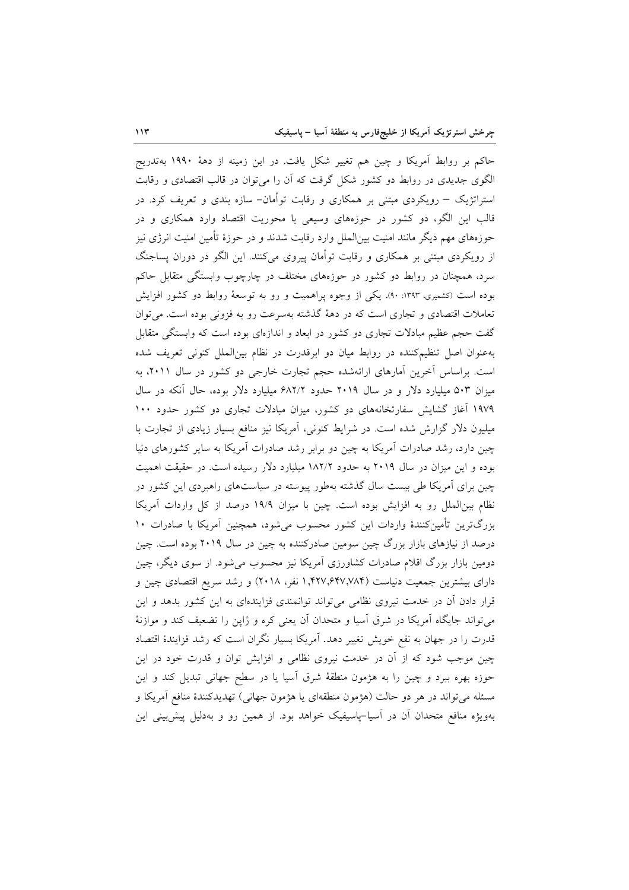حاکم بر روابط آمریکا و چین هم تغییر شکل یافت. در این زمینه از دهۀ ۱۹۹۰ به‌تدریج الگوی جدیدی در روابط دو کشور شکل گرفت که آن را می‌توان در قالب اقتصادی و رقابت استراتژیک – رویکردی مبتنی بر همکاری و رقابت توأمان- سازه بندی و تعریف کرد. در قالب این الگو، دو کشور در حوزه‌های وسیعی با محوریت اقتصاد وارد همکاری و در حوزه‌های مهم دیگر مانند امنیت بین‌الملل وارد رقابت شدند و در حوزۀ تأمین امنیت انرژی نیز از رویکردی مبتنی بر همکاری و رقابت توأمان پیروی می‌کنند. این الگو در دوران پساجنگ سرد، همچنان در روابط دو کشور در حوزه‌های مختلف در چارچوب وابستگی متقابل حاکم بوده است (کشمیری، ۱۳۹۳: ۹۰). یکی از وجوه پراهمیت و رو به توسعۀ روابط دو کشور افزایش تعاملات اقتصادی و تجاری است که در دهۀ گذشته به‌سرعت رو به فزونی بوده است. می‌توان گفت حجم عظیم مبادلات تجاری دو کشور در ابعاد و اندازه‌ای بوده است که وابستگی متقابل به‌عنوان اصل تنظیم‌کننده در روابط میان دو ابرقدرت در نظام بین‌الملل کنونی تعریف شده است. براساس آخرین آمارهای ارائه‌شده حجم تجارت خارجی دو کشور در سال ۲۰۱۱، به میزان ۵۰۳ میلیارد دلار و در سال ۲۰۱۹ حدود ۶۸۲/۲ میلیارد دلار بوده، حال آنکه در سال ۱۹۷۹ آغاز گشایش سفارتخانه‌های دو کشور، میزان مبادلات تجاری دو کشور حدود ۱۰۰ میلیون دلار گزارش شده است. در شرایط کنونی، آمریکا نیز منافع بسیار زیادی از تجارت با چین دارد، رشد صادرات آمریکا به چین دو برابر رشد صادرات آمریکا به سایر کشورهای دنیا بوده و این میزان در سال ۲۰۱۹ به حدود ۱۸۲/۲ میلیارد دلار رسیده است. در حقیقت اهمیت چین برای آمریکا طی بیست سال گذشته به‌طور پیوسته در سیاست‌های راهبردی این کشور در نظام بین‌الملل رو به افزایش بوده است. چین با میزان ۱۹/۹ درصد از کل واردات آمریکا بزرگ‌ترین تأمین‌کنندۀ واردات این کشور محسوب می‌شود، همچنین آمریکا با صادرات ۱۰ درصد از نیازهای بازار بزرگ چین سومین صادرکننده به چین در سال ۲۰۱۹ بوده است. چین دومین بازار بزرگ اقلام صادرات کشاورزی آمریکا نیز محسوب می‌شود. از سوی دیگر، چین دارای بیشترین جمعیت دنیاست (۱,۴۲۷,۶۴۷,۷۸۴ نفر، ۲۰۱۸) و رشد سریع اقتصادی چین و قرار دادن آن در خدمت نیروی نظامی می‌تواند توانمندی فزاینده‌ای به این کشور بدهد و این می‌تواند جایگاه آمریکا در شرق آسیا و متحدان آن یعنی کره و ژاپن را تضعیف کند و موازنۀ قدرت را در جهان به نفع خویش تغییر دهد. آمریکا بسیار نگران است که رشد فزایندۀ اقتصاد چین موجب شود که از آن در خدمت نیروی نظامی و افزایش توان و قدرت خود در این حوزه بهره ببرد و چین را به هژمون منطقۀ شرق آسیا یا در سطح جهانی تبدیل کند و این مسئله می‌تواند در هر دو حالت (هژمون منطقه‌ای یا هژمون جهانی) تهدیدکنندۀ منافع آمریکا و به‌ویژه منافع متحدان آن در آسیا–پاسیفیک خواهد بود. از همین رو و به‌دلیل پیش‌بینی این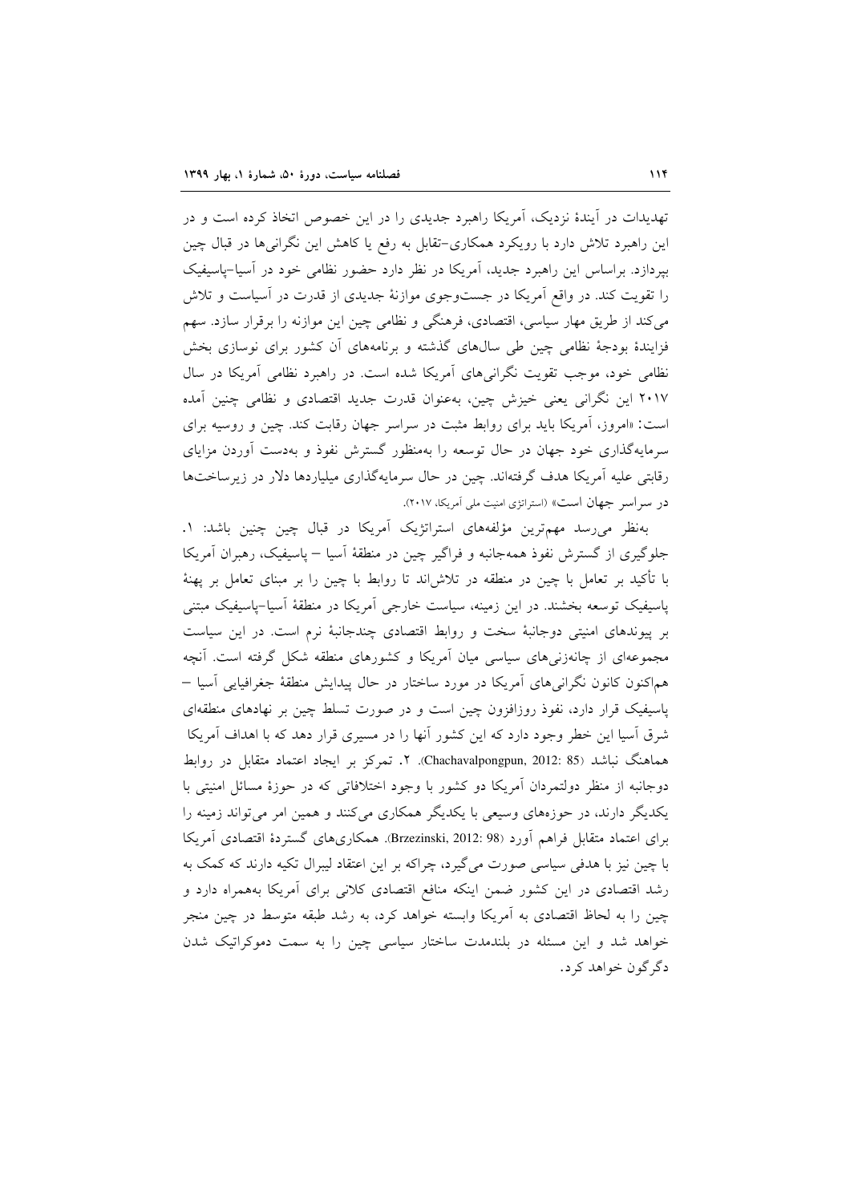تهدیدات در آیندهٔ نزدیک، آمریکا راهبرد جدیدی را در این خصوص اتخاذ کرده است و در این راهبرد تلاش دارد با رویکرد همکاری-تقابل به رفع یا کاهش این نگرانی‌ها در قبال چین بپردازد. براساس این راهبرد جدید، آمریکا در نظر دارد حضور نظامی خود در آسیا-پاسیفیک را تقویت کند. در واقع آمریکا در جست‌وجوی موازنهٔ جدیدی از قدرت در آسیاست و تلاش می‌کند از طریق مهار سیاسی، اقتصادی، فرهنگی و نظامی چین این موازنه را برقرار سازد. سهم فزایندهٔ بودجهٔ نظامی چین طی سال‌های گذشته و برنامه‌های آن کشور برای نوسازی بخش نظامی خود، موجب تقویت نگرانی‌های آمریکا شده است. در راهبرد نظامی آمریکا در سال ۲۰۱۷ این نگرانی یعنی خیزش چین، به‌عنوان قدرت جدید اقتصادی و نظامی چنین آمده است: «امروز، آمریکا باید برای روابط مثبت در سراسر جهان رقابت کند. چین و روسیه برای سرمایه‌گذاری خود جهان در حال توسعه را به‌منظور گسترش نفوذ و به‌دست آوردن مزایای رقابتی علیه آمریکا هدف گرفته‌اند. چین در حال سرمایه‌گذاری میلیاردها دلار در زیرساخت‌ها در سراسر جهان است» (استراتژی امنیت ملی آمریکا، ۲۰۱۷).

به‌نظر می‌رسد مهم‌ترین مؤلفه‌های استراتژیک آمریکا در قبال چین چنین باشد: ۱. جلوگیری از گسترش نفوذ همه‌جانبه و فراگیر چین در منطقهٔ آسیا – پاسیفیک، رهبران آمریکا با تأکید بر تعامل با چین در منطقه در تلاش‌اند تا روابط با چین را بر مبنای تعامل بر پهنهٔ پاسیفیک توسعه بخشند. در این زمینه، سیاست خارجی آمریکا در منطقهٔ آسیا-پاسیفیک مبتنی بر پیوندهای امنیتی دوجانبهٔ سخت و روابط اقتصادی چندجانبهٔ نرم است. در این سیاست مجموعه‌ای از چانه‌زنی‌های سیاسی میان آمریکا و کشورهای منطقه شکل گرفته است. آنچه هم‌اکنون کانون نگرانی‌های آمریکا در مورد ساختار در حال پیدایش منطقهٔ جغرافیایی آسیا – پاسیفیک قرار دارد، نفوذ روزافزون چین است و در صورت تسلط چین بر نهادهای منطقه‌ای شرق آسیا این خطر وجود دارد که این کشور آنها را در مسیری قرار دهد که با اهداف آمریکا هماهنگ نباشد (Chachavalpongpun, 2012: 85). ۲. تمرکز بر ایجاد اعتماد متقابل در روابط دوجانبه از منظر دولتمردان آمریکا دو کشور با وجود اختلافاتی که در حوزهٔ مسائل امنیتی با یکدیگر دارند، در حوزه‌های وسیعی با یکدیگر همکاری می‌کنند و همین امر می‌تواند زمینه را برای اعتماد متقابل فراهم آورد (Brzezinski, 2012: 98). همکاری‌های گستردهٔ اقتصادی آمریکا با چین نیز با هدفی سیاسی صورت می‌گیرد، چراکه بر این اعتقاد لیبرال تکیه دارند که کمک به رشد اقتصادی در این کشور ضمن اینکه منافع اقتصادی کلانی برای آمریکا به‌همراه دارد و چین را به لحاظ اقتصادی به آمریکا وابسته خواهد کرد، به رشد طبقه متوسط در چین منجر خواهد شد و این مسئله در بلندمدت ساختار سیاسی چین را به سمت دموکراتیک شدن دگرگون خواهد کرد.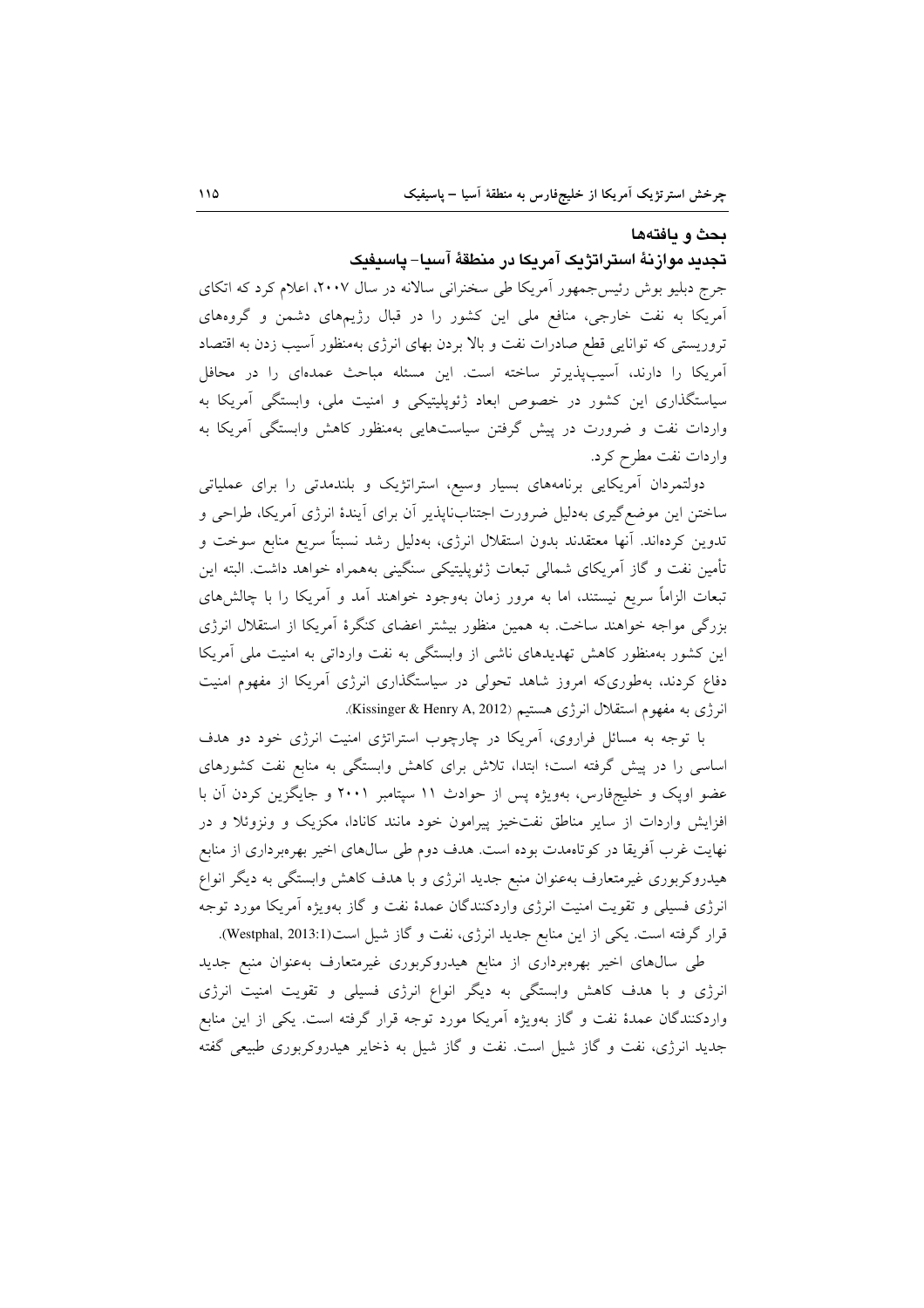## بحث و یافته‌ها

### تجدید موازنهٔ استراتژیک آمریکا در منطقهٔ آسیا- پاسیفیک

جرج دبلیو بوش رئیس‌جمهور آمریکا طی سخنرانی سالانه در سال ۲۰۰۷، اعلام کرد که اتکای آمریکا به نفت خارجی، منافع ملی این کشور را در قبال رژیم‌های دشمن و گروه‌های تروریستی که توانایی قطع صادرات نفت و بالا بردن بهای انرژی به‌منظور آسیب زدن به اقتصاد آمریکا را دارند، آسیب‌پذیرتر ساخته است. این مسئله مباحث عمده‌ای را در محافل سیاستگذاری این کشور در خصوص ابعاد ژئوپلیتیکی و امنیت ملی، وابستگی آمریکا به واردات نفت و ضرورت در پیش گرفتن سیاست‌هایی به‌منظور کاهش وابستگی آمریکا به واردات نفت مطرح کرد.

دولتمردان آمریکایی برنامه‌های بسیار وسیع، استراتژیک و بلندمدتی را برای عملیاتی ساختن این موضع‌گیری به‌دلیل ضرورت اجتناب‌ناپذیر آن برای آیندهٔ انرژی آمریکا، طراحی و تدوین کرده‌اند. آنها معتقدند بدون استقلال انرژی، به‌دلیل رشد نسبتاً سریع منابع سوخت و تأمین نفت و گاز آمریکای شمالی تبعات ژئوپلیتیکی سنگینی به‌همراه خواهد داشت. البته این تبعات الزاماً سریع نیستند، اما به مرور زمان به‌وجود خواهند آمد و آمریکا را با چالش‌های بزرگی مواجه خواهند ساخت. به همین منظور بیشتر اعضای کنگرهٔ آمریکا از استقلال انرژی این کشور به‌منظور کاهش تهدیدهای ناشی از وابستگی به نفت وارداتی به امنیت ملی آمریکا دفاع کردند، به‌طوری‌که امروز شاهد تحولی در سیاستگذاری انرژی آمریکا از مفهوم امنیت انرژی به مفهوم استقلال انرژی هستیم (Kissinger & Henry A, 2012).

با توجه به مسائل فراروی، آمریکا در چارچوب استراتژی امنیت انرژی خود دو هدف اساسی را در پیش گرفته است؛ ابتدا، تلاش برای کاهش وابستگی به منابع نفت کشورهای عضو اوپک و خلیج‌فارس، به‌ویژه پس از حوادث ۱۱ سپتامبر ۲۰۰۱ و جایگزین کردن آن با افزایش واردات از سایر مناطق نفت‌خیز پیرامون خود مانند کانادا، مکزیک و ونزوئلا و در نهایت غرب آفریقا در کوتاه‌مدت بوده است. هدف دوم طی سال‌های اخیر بهره‌برداری از منابع هیدروکربوری غیرمتعارف به‌عنوان منبع جدید انرژی و با هدف کاهش وابستگی به دیگر انواع انرژی فسیلی و تقویت امنیت انرژی واردکنندگان عمدهٔ نفت و گاز به‌ویژه آمریکا مورد توجه قرار گرفته است. یکی از این منابع جدید انرژی، نفت و گاز شیل است(Westphal, 2013:1).

طی سال‌های اخیر بهره‌برداری از منابع هیدروکربوری غیرمتعارف به‌عنوان منبع جدید انرژی و با هدف کاهش وابستگی به دیگر انواع انرژی فسیلی و تقویت امنیت انرژی واردکنندگان عمدهٔ نفت و گاز به‌ویژه آمریکا مورد توجه قرار گرفته است. یکی از این منابع جدید انرژی، نفت و گاز شیل است. نفت و گاز شیل به ذخایر هیدروکربوری طبیعی گفته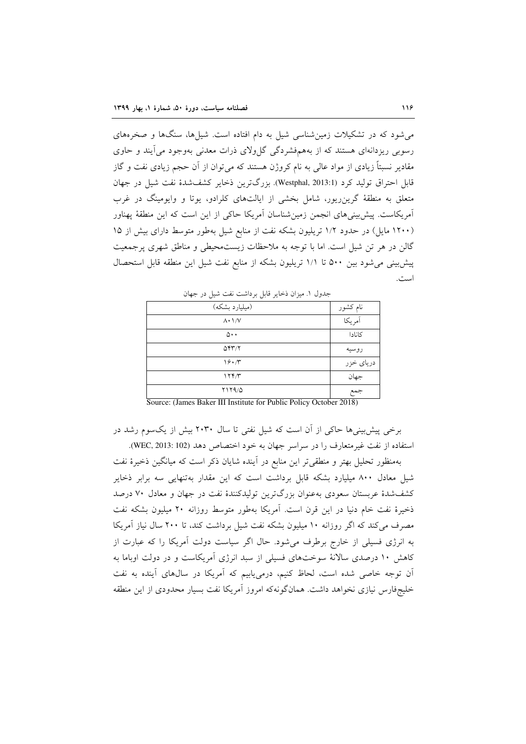می‌شود که در تشکیلات زمین‌شناسی شیل به دام افتاده است. شیل‌ها، سنگ‌ها و صخره‌های رسوبی ریزدانه‌ای هستند که از به‌هم‌فشردگی گل‌ولای ذرات معدنی به‌وجود می‌آیند و حاوی مقادیر نسبتاً زیادی از مواد عالی به نام کروژن هستند که می‌توان از آن حجم زیادی نفت و گاز قابل احتراق تولید کرد (Westphal, 2013:1). بزرگ‌ترین ذخایر کشف‌شدهٔ نفت شیل در جهان متعلق به منطقهٔ گرین‌ریور، شامل بخشی از ایالت‌های کلرادو، یوتا و وایومینگ در غرب آمریکاست. پیش‌بینی‌های انجمن زمین‌شناسان آمریکا حاکی از این است که این منطقهٔ پهناور (۱۲۰۰ مایل) در حدود ۱/۲ تریلیون بشکه نفت از منابع شیل به‌طور متوسط دارای بیش از ۱۵ گالن در هر تن شیل است. اما با توجه به ملاحظات زیست‌محیطی و مناطق شهری پرجمعیت پیش‌بینی می‌شود بین ۵۰۰ تا ۱/۱ تریلیون بشکه از منابع نفت شیل این منطقه قابل استحصال است.

جدول ۱. میزان ذخایر قابل برداشت نفت شیل در جهان

| نام کشور | (میلیارد بشکه) |
|---|---|
| آمریکا | ۸۰۱/۷ |
| کانادا | ۵۰۰ |
| روسیه | ۵۴۳/۲ |
| دریای خزر | ۱۶۰/۳ |
| جهان | ۱۲۴/۳ |
| جمع | ۲۱۲۹/۵ |

Source: (James Baker III Institute for Public Policy October 2018)

برخی پیش‌بینی‌ها حاکی از آن است که شیل نفتی تا سال ۲۰۳۰ بیش از یک‌سوم رشد در استفاده از نفت غیرمتعارف را در سراسر جهان به خود اختصاص دهد (WEC, 2013: 102).

به‌منظور تحلیل بهتر و منطقی‌تر این منابع در آینده شایان ذکر است که میانگین ذخیرهٔ نفت شیل معادل ۸۰۰ میلیارد بشکه قابل برداشت است که این مقدار به‌تنهایی سه برابر ذخایر کشف‌شدهٔ عربستان سعودی به‌عنوان بزرگ‌ترین تولیدکنندهٔ نفت در جهان و معادل ۷۰ درصد ذخیرهٔ نفت خام دنیا در این قرن است. آمریکا به‌طور متوسط روزانه ۲۰ میلیون بشکه نفت مصرف می‌کند که اگر روزانه ۱۰ میلیون بشکه نفت شیل برداشت کند، تا ۲۰۰ سال نیاز آمریکا به انرژی فسیلی از خارج برطرف می‌شود. حال اگر سیاست دولت آمریکا را که عبارت از کاهش ۱۰ درصدی سالانهٔ سوخت‌های فسیلی از سبد انرژی آمریکاست و در دولت اوباما به آن توجه خاصی شده است، لحاظ کنیم، درمی‌یابیم که آمریکا در سال‌های آینده به نفت خلیج‌فارس نیازی نخواهد داشت. همان‌گونه‌که امروز آمریکا نفت بسیار محدودی از این منطقه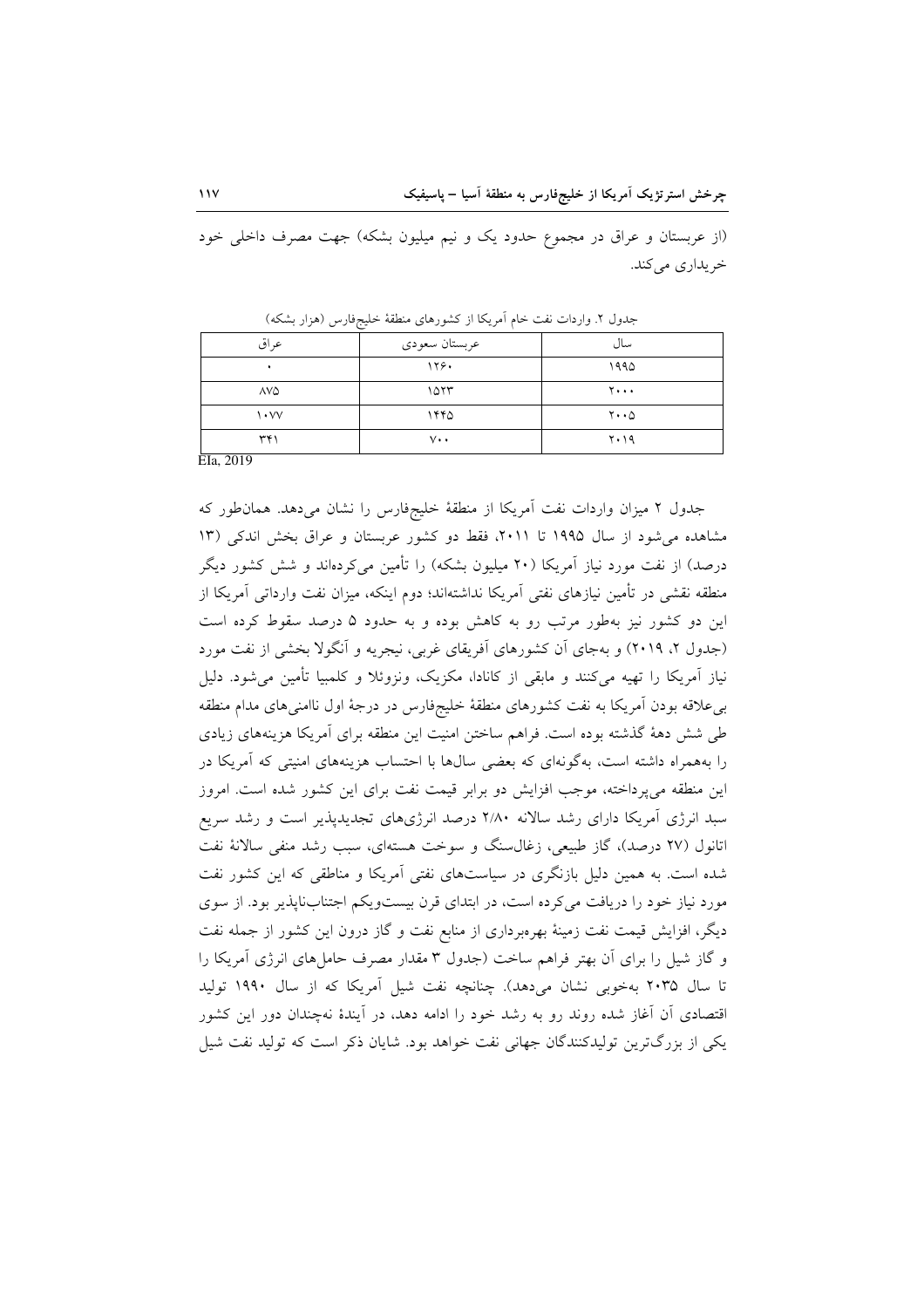(از عربستان و عراق در مجموع حدود یک و نیم میلیون بشکه) جهت مصرف داخلی خود خریداری می‌کند.

جدول ۲. واردات نفت خام آمریکا از کشورهای منطقهٔ خلیج‌فارس (هزار بشکه)

| سال | عربستان سعودی | عراق |
|---|---|---|
| ۱۹۹۵ | ۱۲۶۰ | ۰ |
| ۲۰۰۰ | ۱۵۲۳ | ۸۷۵ |
| ۲۰۰۵ | ۱۴۴۵ | ۱۰۷۷ |
| ۲۰۱۹ | ۷۰۰ | ۳۴۱ |

EIa, 2019

جدول ۲ میزان واردات نفت آمریکا از منطقهٔ خلیج‌فارس را نشان می‌دهد. همان‌طور که مشاهده می‌شود از سال ۱۹۹۵ تا ۲۰۱۱، فقط دو کشور عربستان و عراق بخش اندکی (۱۳ درصد) از نفت مورد نیاز آمریکا (۲۰ میلیون بشکه) را تأمین می‌کرده‌اند و شش کشور دیگر منطقه نقشی در تأمین نیازهای نفتی آمریکا نداشته‌اند؛ دوم اینکه، میزان نفت وارداتی آمریکا از این دو کشور نیز به‌طور مرتب رو به کاهش بوده و به حدود ۵ درصد سقوط کرده است (جدول ۲، ۲۰۱۹) و به‌جای آن کشورهای آفریقای غربی، نیجریه و آنگولا بخشی از نفت مورد نیاز آمریکا را تهیه می‌کنند و مابقی از کانادا، مکزیک، ونزوئلا و کلمبیا تأمین می‌شود. دلیل بی‌علاقه بودن آمریکا به نفت کشورهای منطقهٔ خلیج‌فارس در درجهٔ اول ناامنی‌های مدام منطقه طی شش دههٔ گذشته بوده است. فراهم ساختن امنیت این منطقه برای آمریکا هزینه‌های زیادی را به‌همراه داشته است، به‌گونه‌ای که بعضی سال‌ها با احتساب هزینه‌های امنیتی که آمریکا در این منطقه می‌پرداخته، موجب افزایش دو برابر قیمت نفت برای این کشور شده است. امروز سبد انرژی آمریکا دارای رشد سالانه ۲/۸۰ درصد انرژی‌های تجدیدپذیر است و رشد سریع اتانول (۲۷ درصد)، گاز طبیعی، زغال‌سنگ و سوخت هسته‌ای، سبب رشد منفی سالانهٔ نفت شده است. به همین دلیل بازنگری در سیاست‌های نفتی آمریکا و مناطقی که این کشور نفت مورد نیاز خود را دریافت می‌کرده است، در ابتدای قرن بیست‌ویکم اجتناب‌ناپذیر بود. از سوی دیگر، افزایش قیمت نفت زمینهٔ بهره‌برداری از منابع نفت و گاز درون این کشور از جمله نفت و گاز شیل را برای آن بهتر فراهم ساخت (جدول ۳ مقدار مصرف حامل‌های انرژی آمریکا را تا سال ۲۰۳۵ به‌خوبی نشان می‌دهد). چنانچه نفت شیل آمریکا که از سال ۱۹۹۰ تولید اقتصادی آن آغاز شده روند رو به رشد خود را ادامه دهد، در آیندهٔ نه‌چندان دور این کشور یکی از بزرگ‌ترین تولیدکنندگان جهانی نفت خواهد بود. شایان ذکر است که تولید نفت شیل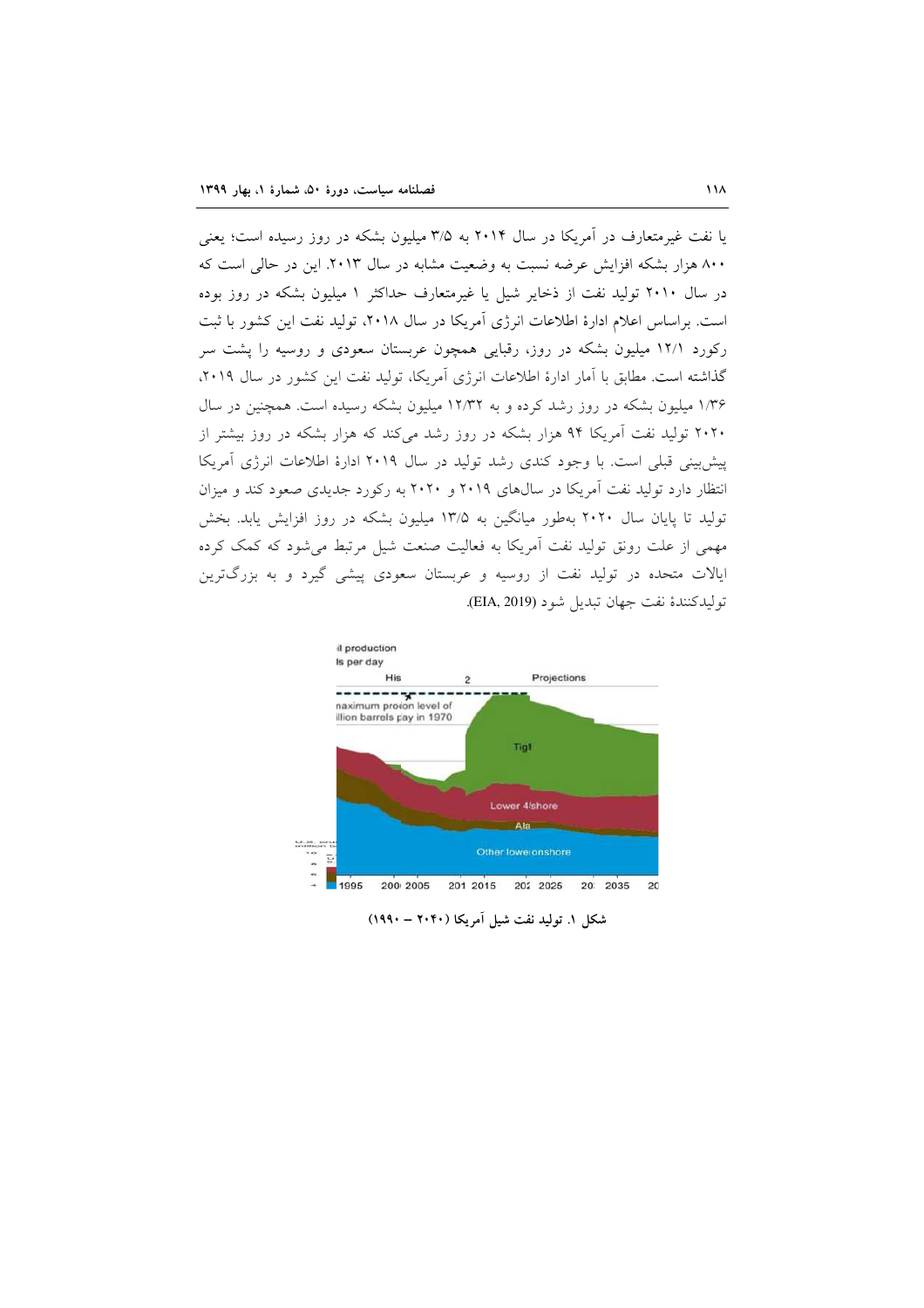یا نفت غیرمتعارف در آمریکا در سال ۲۰۱۴ به ۳/۵ میلیون بشکه در روز رسیده است؛ یعنی ۸۰۰ هزار بشکه افزایش عرضه نسبت به وضعیت مشابه در سال ۲۰۱۳. این در حالی است که در سال ۲۰۱۰ تولید نفت از ذخایر شیل یا غیرمتعارف حداکثر ۱ میلیون بشکه در روز بوده است. براساس اعلام ادارهٔ اطلاعات انرژی آمریکا در سال ۲۰۱۸، تولید نفت این کشور با ثبت رکورد ۱۲/۱ میلیون بشکه در روز، رقبایی همچون عربستان سعودی و روسیه را پشت سر گذاشته است. مطابق با آمار ادارهٔ اطلاعات انرژی آمریکا، تولید نفت این کشور در سال ۲۰۱۹، ۱/۳۶ میلیون بشکه در روز رشد کرده و به ۱۲/۳۲ میلیون بشکه رسیده است. همچنین در سال ۲۰۲۰ تولید نفت آمریکا ۹۴ هزار بشکه در روز رشد می‌کند که هزار بشکه در روز بیشتر از پیش‌بینی قبلی است. با وجود کندی رشد تولید در سال ۲۰۱۹ ادارهٔ اطلاعات انرژی آمریکا انتظار دارد تولید نفت آمریکا در سال‌های ۲۰۱۹ و ۲۰۲۰ به رکورد جدیدی صعود کند و میزان تولید تا پایان سال ۲۰۲۰ به‌طور میانگین به ۱۳/۵ میلیون بشکه در روز افزایش یابد. بخش مهمی از علت رونق تولید نفت آمریکا به فعالیت صنعت شیل مرتبط می‌شود که کمک کرده ایالات متحده در تولید نفت از روسیه و عربستان سعودی پیشی گیرد و به بزرگ‌ترین تولیدکنندهٔ نفت جهان تبدیل شود (EIA, 2019).

شکل ۱. تولید نفت شیل آمریکا (۲۰۴۰ – ۱۹۹۰)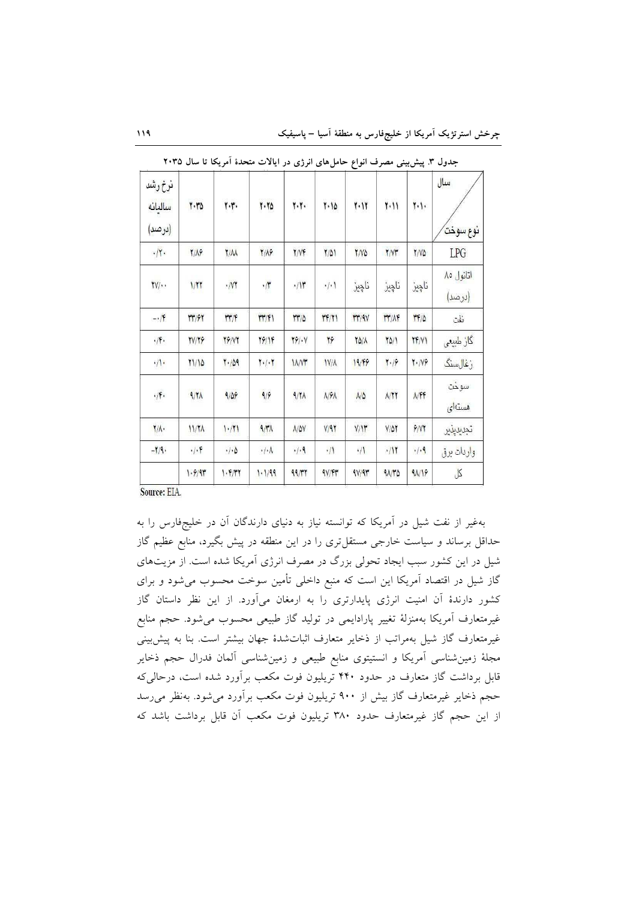جدول ۳. پیش‌بینی مصرف انواع حامل‌های انرژی در ایالات متحدهٔ آمریکا تا سال ۲۰۳۵

| سال / نوع سوخت | ۲۰۱۰ | ۲۰۱۱ | ۲۰۱۲ | ۲۰۱۵ | ۲۰۲۰ | ۲۰۲۵ | ۲۰۳۰ | ۲۰۳۵ | نرخ رشد سالیانه (درصد) |
|---|---|---|---|---|---|---|---|---|---|
| LPG | ۲/۷۵ | ۲/۷۳ | ۲/۷۵ | ۲/۵۱ | ۲/۷۴ | ۲/۸۶ | ۲/۸۸ | ۲/۸۶ | ۰/۲۰ |
| اتانول ۸۵ (درصد) | ناچیز | ناچیز | ناچیز | ۰/۰۱ | ۰/۱۳ | ۰/۳ | ۰/۷۲ | ۱/۲۲ | ۲۷/۰۰ |
| نفت | ۳۴/۵ | ۳۳/۸۴ | ۳۳/۹۷ | ۳۴/۲۱ | ۳۳/۵ | ۳۳/۴۱ | ۳۳/۴ | ۳۳/۶۲ | -۰/۴ |
| گاز طبیعی | ۲۴/۷۱ | ۲۵/۱ | ۲۵/۸ | ۲۶ | ۲۶/۰۷ | ۲۶/۱۴ | ۲۶/۷۲ | ۲۷/۲۶ | ۰/۴۰ |
| زغال‌سنگ | ۲۰/۷۶ | ۲۰/۶ | ۱۹/۴۶ | ۱۷/۸ | ۱۸/۷۳ | ۲۰/۰۲ | ۲۰/۵۹ | ۲۱/۱۵ | ۰/۱۰ |
| سوخت هسته‌ای | ۸/۴۴ | ۸/۲۲ | ۸/۵ | ۸/۶۸ | ۹/۲۸ | ۹/۶ | ۹/۵۶ | ۹/۲۸ | ۰/۴۰ |
| تجدیدپذیر | ۶/۷۲ | ۷/۵۲ | ۷/۱۳ | ۷/۹۲ | ۸/۵۷ | ۹/۳۸ | ۱۰/۲۱ | ۱۱/۲۸ | ۲/۸۰ |
| واردات برق | ۰/۰۹ | ۰/۱۲ | ۰/۱ | ۰/۱ | ۰/۰۹ | ۰/۰۸ | ۰/۰۵ | ۰/۰۴ | -۲/۹۰ |
| کل | ۹۸/۱۶ | ۹۸/۳۵ | ۹۷/۹۳ | ۹۷/۴۳ | ۹۹/۳۲ | ۱۰۱/۹۹ | ۱۰۴/۳۲ | ۱۰۶/۹۳ | |

Source: EIA.

به‌غیر از نفت شیل در آمریکا که توانسته نیاز به دنیای دارندگان آن در خلیج‌فارس را به حداقل برساند و سیاست خارجی مستقل‌تری را در این منطقه در پیش بگیرد، منابع عظیم گاز شیل در این کشور سبب ایجاد تحولی بزرگ در مصرف انرژی آمریکا شده است. از مزیت‌های گاز شیل در اقتصاد آمریکا این است که منبع داخلی تأمین سوخت محسوب می‌شود و برای کشور دارندهٔ آن امنیت انرژی پایدارتری را به ارمغان می‌آورد. از این نظر داستان گاز غیرمتعارف آمریکا به‌منزلهٔ تغییر پارادایمی در تولید گاز طبیعی محسوب می‌شود. حجم منابع غیرمتعارف گاز شیل به‌مراتب از ذخایر متعارف اثبات‌شدهٔ جهان بیشتر است. بنا به پیش‌بینی مجلهٔ زمین‌شناسی آمریکا و انستیتوی منابع طبیعی و زمین‌شناسی آلمان فدرال حجم ذخایر قابل برداشت گاز متعارف در حدود ۴۴۰ تریلیون فوت مکعب برآورد شده است، درحالی‌که حجم ذخایر غیرمتعارف گاز بیش از ۹۰۰ تریلیون فوت مکعب برآورد می‌شود. به‌نظر می‌رسد از این حجم گاز غیرمتعارف حدود ۳۸۰ تریلیون فوت مکعب آن قابل برداشت باشد که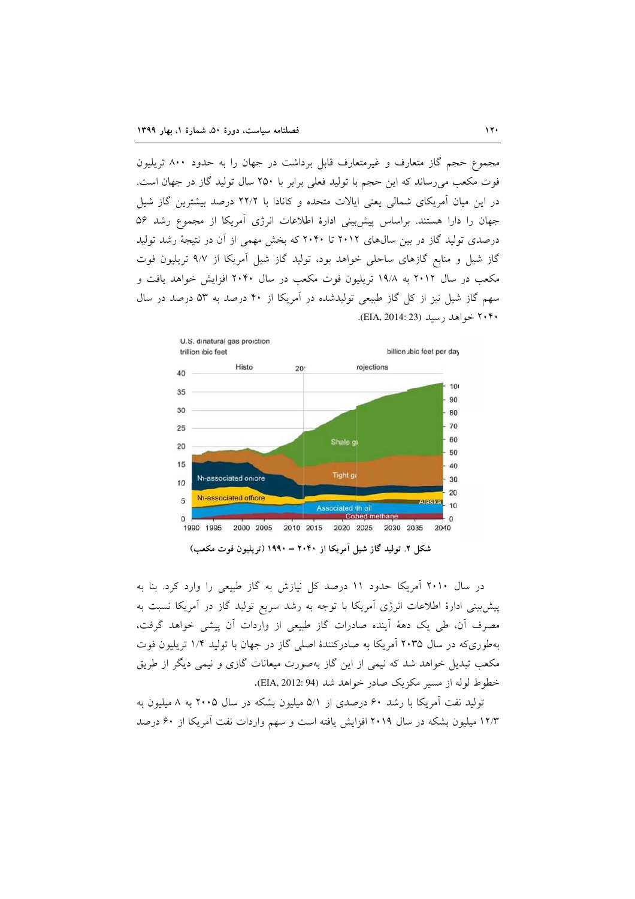مجموع حجم گاز متعارف و غیرمتعارف قابل برداشت در جهان را به حدود ۸۰۰ تریلیون فوت مکعب می‌رساند که این حجم با تولید فعلی برابر با ۲۵۰ سال تولید گاز در جهان است. در این میان آمریکای شمالی یعنی ایالات متحده و کانادا با ۲۲/۲ درصد بیشترین گاز شیل جهان را دارا هستند. براساس پیش‌بینی ادارهٔ اطلاعات انرژی آمریکا از مجموع رشد ۵۶ درصدی تولید گاز در بین سال‌های ۲۰۱۲ تا ۲۰۴۰ که بخش مهمی از آن در نتیجهٔ رشد تولید گاز شیل و منابع گازهای ساحلی خواهد بود، تولید گاز شیل آمریکا از ۹/۷ تریلیون فوت مکعب در سال ۲۰۱۲ به ۱۹/۸ تریلیون فوت مکعب در سال ۲۰۴۰ افزایش خواهد یافت و سهم گاز شیل نیز از کل گاز طبیعی تولیدشده در آمریکا از ۴۰ درصد به ۵۳ درصد در سال ۲۰۴۰ خواهد رسید (EIA, 2014: 23).

شکل ۲. تولید گاز شیل آمریکا از ۲۰۴۰ – ۱۹۹۰ (تریلیون فوت مکعب)

در سال ۲۰۱۰ آمریکا حدود ۱۱ درصد کل نیازش به گاز طبیعی را وارد کرد. بنا به پیش‌بینی ادارهٔ اطلاعات انرژی آمریکا با توجه به رشد سریع تولید گاز در آمریکا نسبت به مصرف آن، طی یک دههٔ آینده صادرات گاز طبیعی از واردات آن پیشی خواهد گرفت، به‌طوری‌که در سال ۲۰۳۵ آمریکا به صادرکنندهٔ اصلی گاز در جهان با تولید ۱/۴ تریلیون فوت مکعب تبدیل خواهد شد که نیمی از این گاز به‌صورت میعانات گازی و نیمی دیگر از طریق خطوط لوله از مسیر مکزیک صادر خواهد شد (EIA, 2012: 94).

تولید نفت آمریکا با رشد ۶۰ درصدی از ۵/۱ میلیون بشکه در سال ۲۰۰۵ به ۸ میلیون به ۱۲/۳ میلیون بشکه در سال ۲۰۱۹ افزایش یافته است و سهم واردات نفت آمریکا از ۶۰ درصد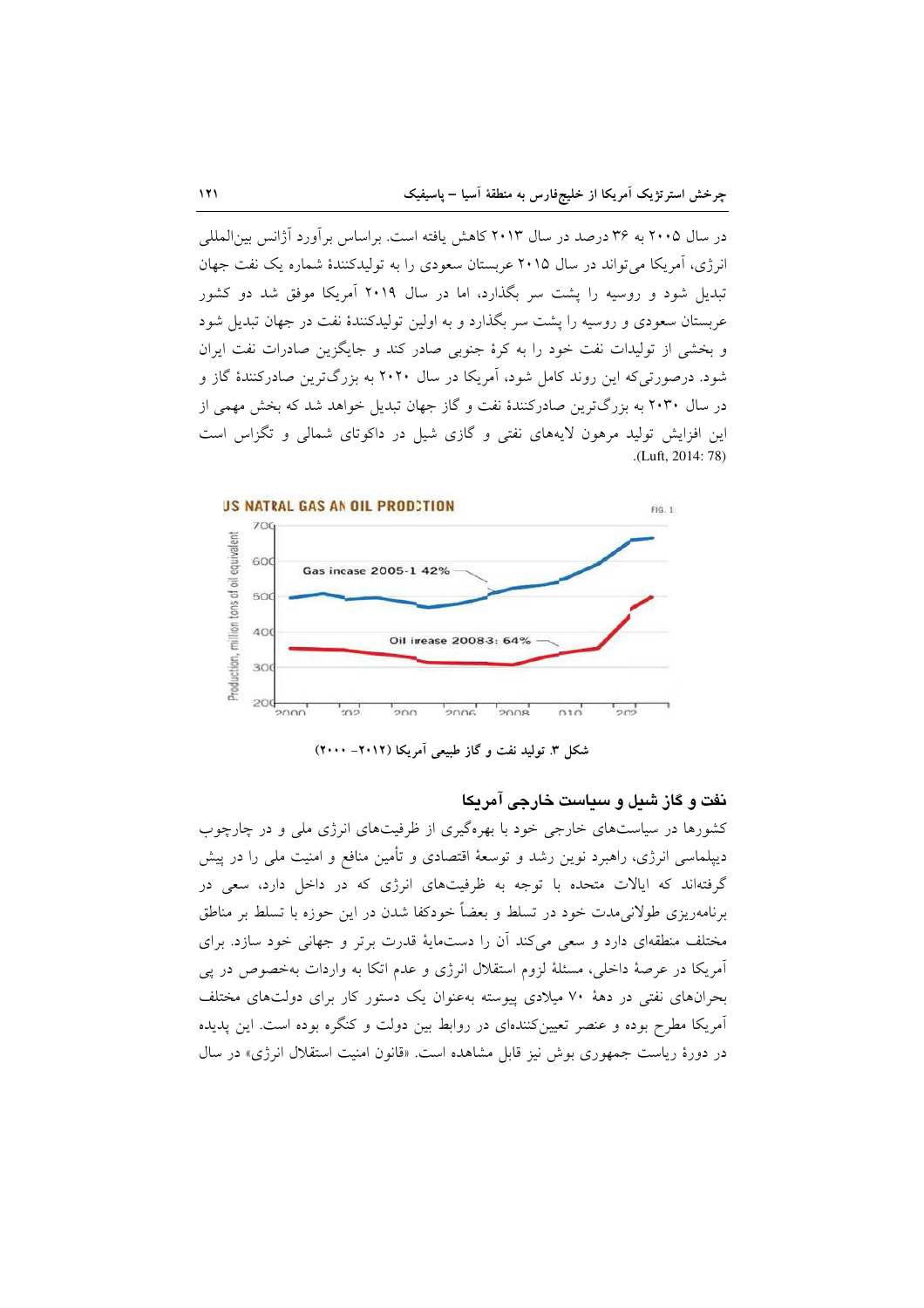در سال ۲۰۰۵ به ۳۶ درصد در سال ۲۰۱۳ کاهش یافته است. براساس برآورد آژانس بین‌المللی انرژی، آمریکا می‌تواند در سال ۲۰۱۵ عربستان سعودی را به تولیدکنندهٔ شماره یک نفت جهان تبدیل شود و روسیه را پشت سر بگذارد، اما در سال ۲۰۱۹ آمریکا موفق شد دو کشور عربستان سعودی و روسیه را پشت سر بگذارد و به اولین تولیدکنندهٔ نفت در جهان تبدیل شود و بخشی از تولیدات نفت خود را به کرهٔ جنوبی صادر کند و جایگزین صادرات نفت ایران شود. درصورتی‌که این روند کامل شود، آمریکا در سال ۲۰۲۰ به بزرگ‌ترین صادرکنندهٔ گاز و در سال ۲۰۳۰ به بزرگ‌ترین صادرکنندهٔ نفت و گاز جهان تبدیل خواهد شد که بخش مهمی از این افزایش تولید مرهون لایه‌های نفتی و گازی شیل در داکوتای شمالی و تگزاس است (Luft, 2014: 78).

شکل ۳. تولید نفت و گاز طبیعی آمریکا (۲۰۱۲- ۲۰۰۰)

## نفت و گاز شیل و سیاست خارجی آمریکا

کشورها در سیاست‌های خارجی خود با بهره‌گیری از ظرفیت‌های انرژی ملی و در چارچوب دیپلماسی انرژی، راهبرد نوین رشد و توسعهٔ اقتصادی و تأمین منافع و امنیت ملی را در پیش گرفته‌اند که ایالات متحده با توجه به ظرفیت‌های انرژی که در داخل دارد، سعی در برنامه‌ریزی طولانی‌مدت خود در تسلط و بعضاً خودکفا شدن در این حوزه با تسلط بر مناطق مختلف منطقه‌ای دارد و سعی می‌کند آن را دست‌مایهٔ قدرت برتر و جهانی خود سازد. برای آمریکا در عرصهٔ داخلی، مسئلهٔ لزوم استقلال انرژی و عدم اتکا به واردات به‌خصوص در پی بحران‌های نفتی در دههٔ ۷۰ میلادی پیوسته به‌عنوان یک دستور کار برای دولت‌های مختلف آمریکا مطرح بوده و عنصر تعیین‌کننده‌ای در روابط بین دولت و کنگره بوده است. این پدیده در دورهٔ ریاست جمهوری بوش نیز قابل مشاهده است. «قانون امنیت استقلال انرژی» در سال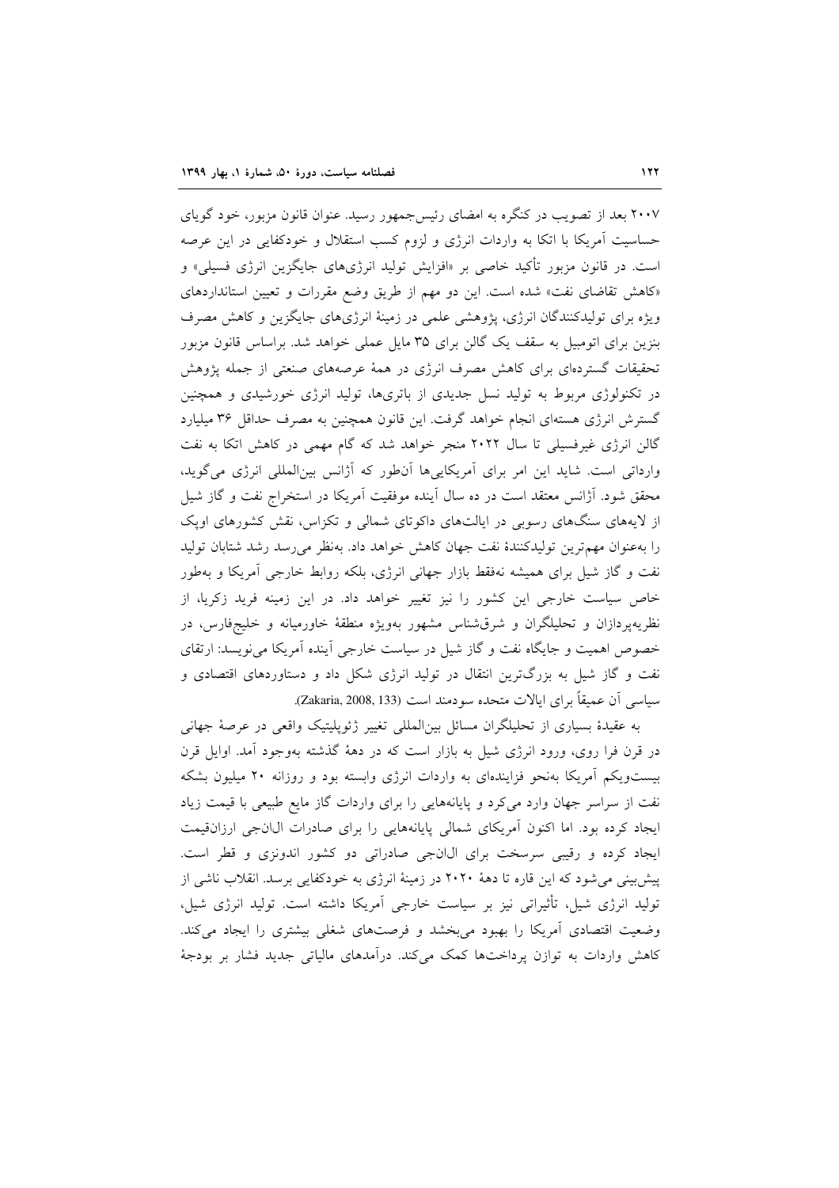۲۰۰۷ بعد از تصویب در کنگره به امضای رئیس‌جمهور رسید. عنوان قانون مزبور، خود گویای حساسیت آمریکا با اتکا به واردات انرژی و لزوم کسب استقلال و خودکفایی در این عرصه است. در قانون مزبور تأکید خاصی بر «افزایش تولید انرژی‌های جایگزین انرژی فسیلی» و «کاهش تقاضای نفت» شده است. این دو مهم از طریق وضع مقررات و تعیین استانداردهای ویژه برای تولیدکنندگان انرژی، پژوهشی علمی در زمینهٔ انرژی‌های جایگزین و کاهش مصرف بنزین برای اتومبیل به سقف یک گالن برای ۳۵ مایل عملی خواهد شد. براساس قانون مزبور تحقیقات گسترده‌ای برای کاهش مصرف انرژی در همهٔ عرصه‌های صنعتی از جمله پژوهش در تکنولوژی مربوط به تولید نسل جدیدی از باتری‌ها، تولید انرژی خورشیدی و همچنین گسترش انرژی هسته‌ای انجام خواهد گرفت. این قانون همچنین به مصرف حداقل ۳۶ میلیارد گالن انرژی غیرفسیلی تا سال ۲۰۲۲ منجر خواهد شد که گام مهمی در کاهش اتکا به نفت وارداتی است. شاید این امر برای آمریکایی‌ها آن‌طور که آژانس بین‌المللی انرژی می‌گوید، محقق شود. آژانس معتقد است در ده سال آینده موفقیت آمریکا در استخراج نفت و گاز شیل از لایه‌های سنگ‌های رسوبی در ایالت‌های داکوتای شمالی و تگزاس، نقش کشورهای اوپک را به‌عنوان مهم‌ترین تولیدکنندهٔ نفت جهان کاهش خواهد داد. به‌نظر می‌رسد رشد شتابان تولید نفت و گاز شیل برای همیشه نه‌فقط بازار جهانی انرژی، بلکه روابط خارجی آمریکا و به‌طور خاص سیاست خارجی این کشور را نیز تغییر خواهد داد. در این زمینه فرید زکریا، از نظریه‌پردازان و تحلیلگران و شرق‌شناس مشهور به‌ویژه منطقهٔ خاورمیانه و خلیج‌فارس، در خصوص اهمیت و جایگاه نفت و گاز شیل در سیاست خارجی آینده آمریکا می‌نویسد: ارتقای نفت و گاز شیل به بزرگ‌ترین انتقال در تولید انرژی شکل داد و دستاوردهای اقتصادی و سیاسی آن عمیقاً برای ایالات متحده سودمند است (Zakaria, 2008, 133).

به عقیدهٔ بسیاری از تحلیلگران مسائل بین‌المللی تغییر ژئوپلیتیک واقعی در عرصهٔ جهانی در قرن فرا روی، ورود انرژی شیل به بازار است که در دههٔ گذشته به‌وجود آمد. اوایل قرن بیست‌ویکم آمریکا به‌نحو فزاینده‌ای به واردات انرژی وابسته بود و روزانه ۲۰ میلیون بشکه نفت از سراسر جهان وارد می‌کرد و پایانه‌هایی را برای واردات گاز مایع طبیعی با قیمت زیاد ایجاد کرده بود. اما اکنون آمریکای شمالی پایانه‌هایی را برای صادرات ال‌ان‌جی ارزان‌قیمت ایجاد کرده و رقیبی سرسخت برای ال‌ان‌جی صادراتی دو کشور اندونزی و قطر است. پیش‌بینی می‌شود که این قاره تا دههٔ ۲۰۲۰ در زمینهٔ انرژی به خودکفایی برسد. انقلاب ناشی از تولید انرژی شیل، تأثیراتی نیز بر سیاست خارجی آمریکا داشته است. تولید انرژی شیل، وضعیت اقتصادی آمریکا را بهبود می‌بخشد و فرصت‌های شغلی بیشتری را ایجاد می‌کند. کاهش واردات به توازن پرداخت‌ها کمک می‌کند. درآمدهای مالیاتی جدید فشار بر بودجهٔ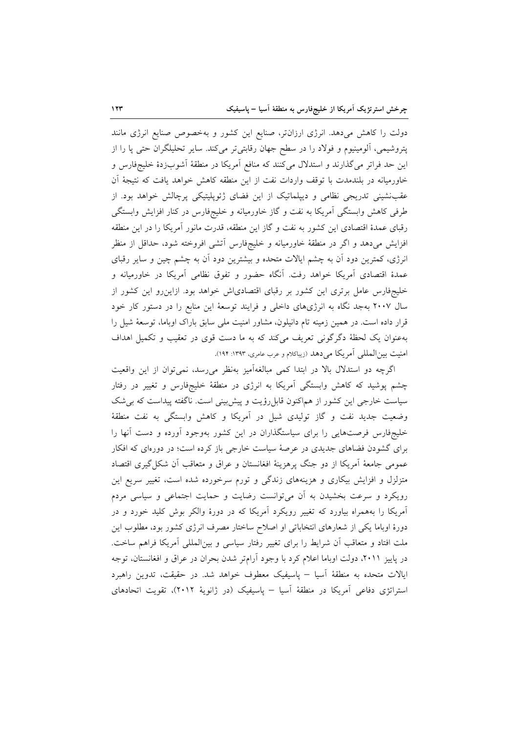دولت را کاهش می‌دهد. انرژی ارزان‌تر، صنایع این کشور و به‌خصوص صنایع انرژی مانند پتروشیمی، آلومینیوم و فولاد را در سطح جهان رقابتی‌تر می‌کند. سایر تحلیلگران حتی پا را از این حد فراتر می‌گذارند و استدلال می‌کنند که منافع آمریکا در منطقهٔ آشوب‌زدهٔ خلیج‌فارس و خاورمیانه در بلندمدت با توقف واردات نفت از این منطقه کاهش خواهد یافت که نتیجهٔ آن عقب‌نشینی تدریجی نظامی و دیپلماتیک از این فضای ژئوپلیتیکی پرچالش خواهد بود. از طرفی کاهش وابستگی آمریکا به نفت و گاز خاورمیانه و خلیج‌فارس در کنار افزایش وابستگی رقبای عمدهٔ اقتصادی این کشور به نفت و گاز این منطقه، قدرت مانور آمریکا را در این منطقه افزایش می‌دهد و اگر در منطقهٔ خاورمیانه و خلیج‌فارس آتشی افروخته شود، حداقل از منظر انرژی، کمترین دود آن به چشم ایالات متحده و بیشترین دود آن به چشم چین و سایر رقبای عمدهٔ اقتصادی آمریکا خواهد رفت. آنگاه حضور و تفوق نظامی آمریکا در خاورمیانه و خلیج‌فارس عامل برتری این کشور بر رقبای اقتصادی‌اش خواهد بود. ازاین‌رو این کشور از سال ۲۰۰۷ به‌جد نگاه به انرژی‌های داخلی و فرایند توسعهٔ این منابع را در دستور کار خود قرار داده است. در همین زمینه تام دانیلون، مشاور امنیت ملی سابق باراک اوباما، توسعهٔ شیل را به‌عنوان یک لحظهٔ دگرگونی تعریف می‌کند که به ما دست قوی در تعقیب و تکمیل اهداف امنیت بین‌المللی آمریکا می‌دهد (زیباکلام و عرب عامری، ۱۳۹۳: ۱۹۴).

اگرچه دو استدلال بالا در ابتدا کمی مبالغه‌آمیز به‌نظر می‌رسد، نمی‌توان از این واقعیت چشم پوشید که کاهش وابستگی آمریکا به انرژی در منطقهٔ خلیج‌فارس و تغییر در رفتار سیاست خارجی این کشور از هم‌اکنون قابل‌رؤیت و پیش‌بینی است. ناگفته پیداست که بی‌شک وضعیت جدید نفت و گاز تولیدی شیل در آمریکا و کاهش وابستگی به نفت منطقهٔ خلیج‌فارس فرصت‌هایی را برای سیاستگذاران در این کشور به‌وجود آورده و دست آنها را برای گشودن فضاهای جدیدی در عرصهٔ سیاست خارجی باز کرده است؛ در دوره‌ای که افکار عمومی جامعهٔ آمریکا از دو جنگ پرهزینهٔ افغانستان و عراق و متعاقب آن شکل‌گیری اقتصاد متزلزل و افزایش بیکاری و هزینه‌های زندگی و تورم سرخورده شده است، تغییر سریع این رویکرد و سرعت بخشیدن به آن می‌توانست رضایت و حمایت اجتماعی و سیاسی مردم آمریکا را به‌همراه بیاورد که تغییر رویکرد آمریکا که در دورهٔ والکر بوش کلید خورد و در دورهٔ اوباما یکی از شعارهای انتخاباتی او اصلاح ساختار مصرف انرژی کشور بود، مطلوب این ملت افتاد و متعاقب آن شرایط را برای تغییر رفتار سیاسی و بین‌المللی آمریکا فراهم ساخت. در پاییز ۲۰۱۱، دولت اوباما اعلام کرد با وجود آرام‌تر شدن بحران در عراق و افغانستان، توجه ایالات متحده به منطقهٔ آسیا – پاسیفیک معطوف خواهد شد. در حقیقت، تدوین راهبرد استراتژی دفاعی آمریکا در منطقهٔ آسیا – پاسیفیک (در ژانویهٔ ۲۰۱۲)، تقویت اتحادهای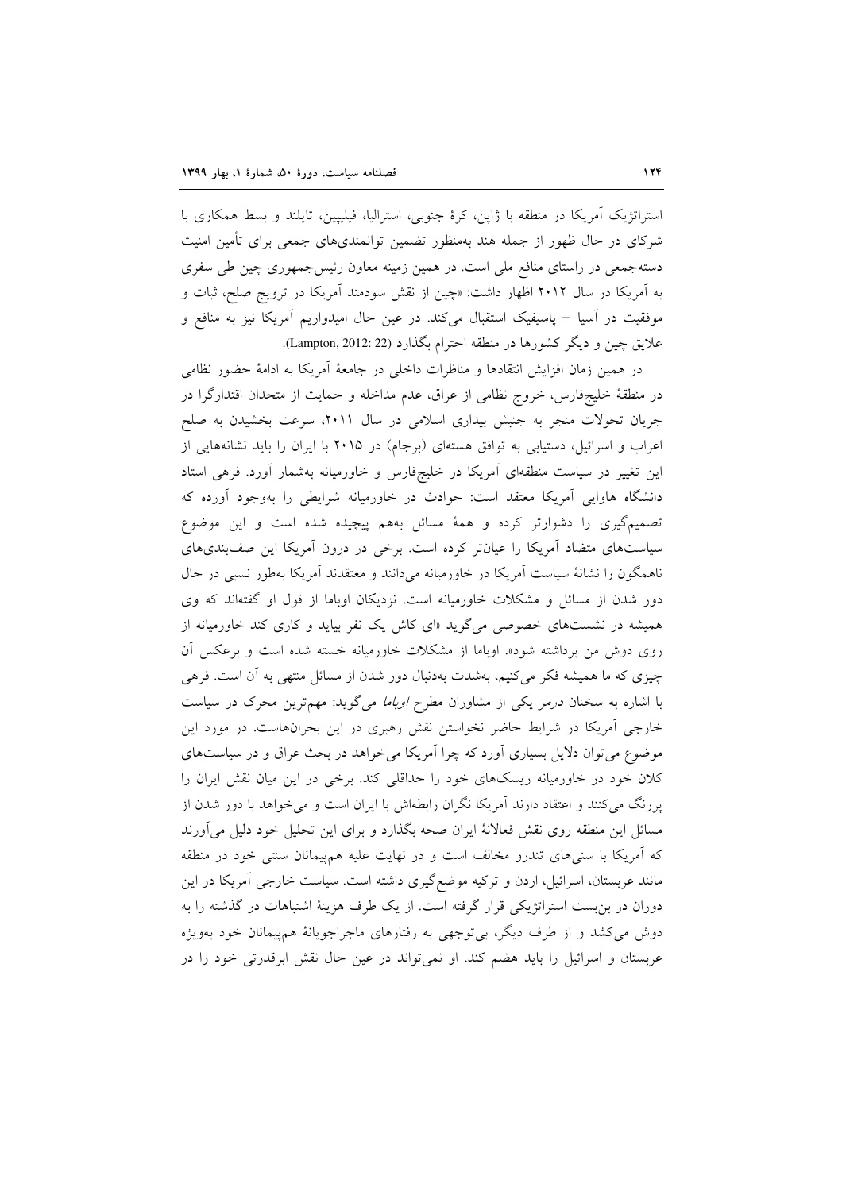استراتژیک آمریکا در منطقه با ژاپن، کرهٔ جنوبی، استرالیا، فیلیپین، تایلند و بسط همکاری با شرکای در حال ظهور از جمله هند به‌منظور تضمین توانمندی‌های جمعی برای تأمین امنیت دسته‌جمعی در راستای منافع ملی است. در همین زمینه معاون رئیس‌جمهوری چین طی سفری به آمریکا در سال ۲۰۱۲ اظهار داشت: «چین از نقش سودمند آمریکا در ترویج صلح، ثبات و موفقیت در آسیا – پاسیفیک استقبال می‌کند. در عین حال امیدواریم آمریکا نیز به منافع و علایق چین و دیگر کشورها در منطقه احترام بگذارد (Lampton, 2012: 22).

در همین زمان افزایش انتقادها و مناظرات داخلی در جامعهٔ آمریکا به ادامهٔ حضور نظامی در منطقهٔ خلیج‌فارس، خروج نظامی از عراق، عدم مداخله و حمایت از متحدان اقتدارگرا در جریان تحولات منجر به جنبش بیداری اسلامی در سال ۲۰۱۱، سرعت بخشیدن به صلح اعراب و اسرائیل، دستیابی به توافق هسته‌ای (برجام) در ۲۰۱۵ با ایران را باید نشانه‌هایی از این تغییر در سیاست منطقه‌ای آمریکا در خلیج‌فارس و خاورمیانه به‌شمار آورد. فرهی استاد دانشگاه هاوایی آمریکا معتقد است: حوادث در خاورمیانه شرایطی را به‌وجود آورده که تصمیم‌گیری را دشوارتر کرده و همهٔ مسائل به‌هم پیچیده شده است و این موضوع سیاست‌های متضاد آمریکا را عیان‌تر کرده است. برخی در درون آمریکا این صف‌بندی‌های ناهمگون را نشانهٔ سیاست آمریکا در خاورمیانه می‌دانند و معتقدند آمریکا به‌طور نسبی در حال دور شدن از مسائل و مشکلات خاورمیانه است. نزدیکان اوباما از قول او گفته‌اند که وی همیشه در نشست‌های خصوصی می‌گوید «ای کاش یک نفر بیاید و کاری کند خاورمیانه از روی دوش من برداشته شود». اوباما از مشکلات خاورمیانه خسته شده است و برعکس آن چیزی که ما همیشه فکر می‌کنیم، به‌شدت به‌دنبال دور شدن از مسائل منتهی به آن است. فرهی با اشاره به سخنان *درمر* یکی از مشاوران مطرح *اوباما* می‌گوید: مهم‌ترین محرک در سیاست خارجی آمریکا در شرایط حاضر نخواستن نقش رهبری در این بحران‌هاست. در مورد این موضوع می‌توان دلایل بسیاری آورد که چرا آمریکا می‌خواهد در بحث عراق و در سیاست‌های کلان خود در خاورمیانه ریسک‌های خود را حداقلی کند. برخی در این میان نقش ایران را پررنگ می‌کنند و اعتقاد دارند آمریکا نگران رابطه‌اش با ایران است و می‌خواهد با دور شدن از مسائل این منطقه روی نقش فعالانهٔ ایران صحه بگذارد و برای این تحلیل خود دلیل می‌آورند که آمریکا با سنی‌های تندرو مخالف است و در نهایت علیه هم‌پیمانان سنتی خود در منطقه مانند عربستان، اسرائیل، اردن و ترکیه موضع‌گیری داشته است. سیاست خارجی آمریکا در این دوران در بن‌بست استراتژیکی قرار گرفته است. از یک طرف هزینهٔ اشتباهات در گذشته را به دوش می‌کشد و از طرف دیگر، بی‌توجهی به رفتارهای ماجراجویانهٔ هم‌پیمانان خود به‌ویژه عربستان و اسرائیل را باید هضم کند. او نمی‌تواند در عین حال نقش ابرقدرتی خود را در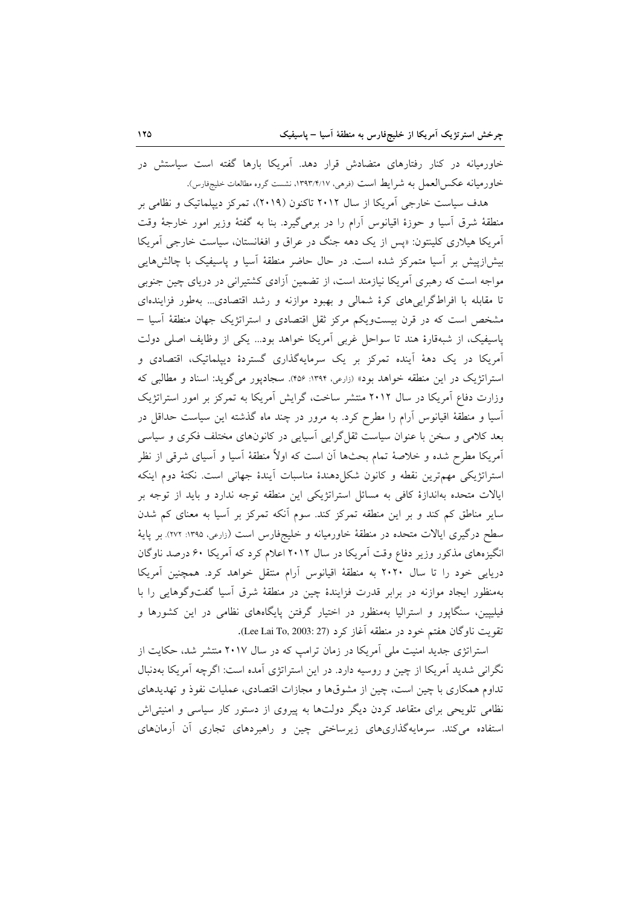خاورمیانه در کنار رفتارهای متضادش قرار دهد. آمریکا بارها گفته است سیاستش در خاورمیانه عکس‌العمل به شرایط است (فرهی، ۱۳۹۳/۴/۱۷، نشست گروه مطالعات خلیج‌فارس).

هدف سیاست خارجی آمریکا از سال ۲۰۱۲ تاکنون (۲۰۱۹)، تمرکز دیپلماتیک و نظامی بر منطقهٔ شرق آسیا و حوزهٔ اقیانوس آرام را در برمی‌گیرد. بنا به گفتهٔ وزیر امور خارجهٔ وقت آمریکا هیلاری کلینتون: «پس از یک دهه جنگ در عراق و افغانستان، سیاست خارجی آمریکا بیش‌ازپیش بر آسیا متمرکز شده است. در حال حاضر منطقهٔ آسیا و پاسیفیک با چالش‌هایی مواجه است که رهبری آمریکا نیازمند است، از تضمین آزادی کشتیرانی در دریای چین جنوبی تا مقابله با افراط‌گرایی‌های کرهٔ شمالی و بهبود موازنه و رشد اقتصادی... به‌طور فزاینده‌ای مشخص است که در قرن بیست‌ویکم مرکز ثقل اقتصادی و استراتژیک جهان منطقهٔ آسیا – پاسیفیک، از شبه‌قارهٔ هند تا سواحل غربی آمریکا خواهد بود... یکی از وظایف اصلی دولت آمریکا در یک دههٔ آینده تمرکز بر یک سرمایه‌گذاری گستردهٔ دیپلماتیک، اقتصادی و استراتژیک در این منطقه خواهد بود» (زارعی، ۱۳۹۴: ۴۵۶). سجادپور می‌گوید: اسناد و مطالبی که وزارت دفاع آمریکا در سال ۲۰۱۲ منتشر ساخت، گرایش آمریکا به تمرکز بر امور استراتژیک آسیا و منطقهٔ اقیانوس آرام را مطرح کرد. به مرور در چند ماه گذشته این سیاست حداقل در بعد کلامی و سخن با عنوان سیاست ثقل‌گرایی آسیایی در کانون‌های مختلف فکری و سیاسی آمریکا مطرح شده و خلاصهٔ تمام بحث‌ها آن است که اولاً منطقهٔ آسیا و آسیای شرقی از نظر استراتژیکی مهم‌ترین نقطه و کانون شکل‌دهندهٔ مناسبات آیندهٔ جهانی است. نکتهٔ دوم اینکه ایالات متحده به‌اندازهٔ کافی به مسائل استراتژیکی این منطقه توجه ندارد و باید از توجه بر سایر مناطق کم کند و بر این منطقه تمرکز کند. سوم آنکه تمرکز بر آسیا به معنای کم شدن سطح درگیری ایالات متحده در منطقهٔ خاورمیانه و خلیج‌فارس است (زارعی، ۱۳۹۵: ۲۷۲). بر پایهٔ انگیزه‌های مذکور وزیر دفاع وقت آمریکا در سال ۲۰۱۲ اعلام کرد که آمریکا ۶۰ درصد ناوگان دریایی خود را تا سال ۲۰۲۰ به منطقهٔ اقیانوس آرام منتقل خواهد کرد. همچنین آمریکا به‌منظور ایجاد موازنه در برابر قدرت فزایندهٔ چین در منطقهٔ شرق آسیا گفت‌وگوهایی را با فیلیپین، سنگاپور و استرالیا به‌منظور در اختیار گرفتن پایگاه‌های نظامی در این کشورها و تقویت ناوگان هفتم خود در منطقه آغاز کرد (Lee Lai To, 2003: 27).

استراتژی جدید امنیت ملی آمریکا در زمان ترامپ که در سال ۲۰۱۷ منتشر شد، حکایت از نگرانی شدید آمریکا از چین و روسیه دارد. در این استراتژی آمده است: اگرچه آمریکا به‌دنبال تداوم همکاری با چین است، چین از مشوق‌ها و مجازات اقتصادی، عملیات نفوذ و تهدیدهای نظامی تلویحی برای متقاعد کردن دیگر دولت‌ها به پیروی از دستور کار سیاسی و امنیتی‌اش استفاده می‌کند. سرمایه‌گذاری‌های زیرساختی چین و راهبردهای تجاری آن آرمان‌های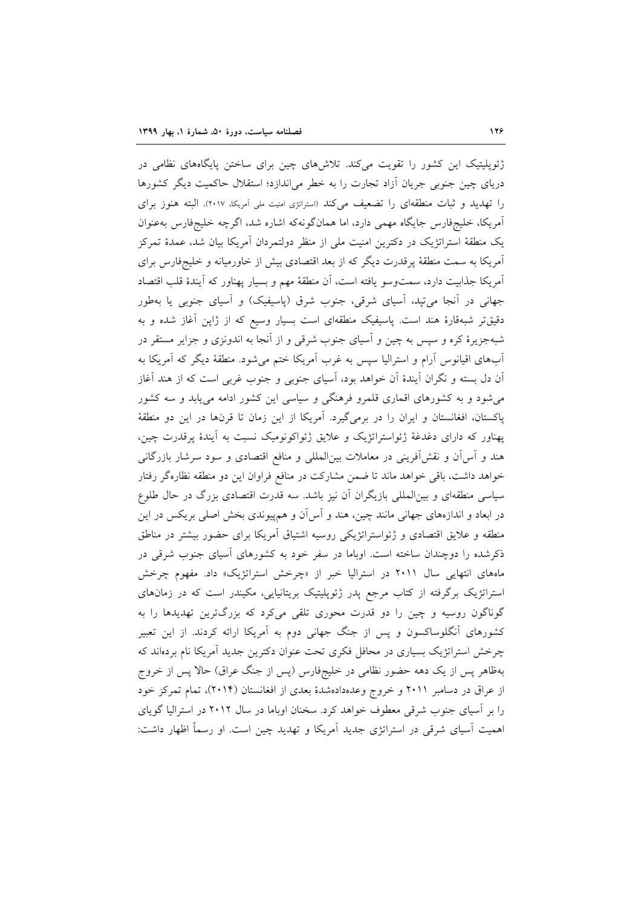ژئوپلیتیک این کشور را تقویت می‌کند. تلاش‌های چین برای ساختن پایگاه‌های نظامی در دریای چین جنوبی جریان آزاد تجارت را به خطر می‌اندازد؛ استقلال حاکمیت دیگر کشورها را تهدید و ثبات منطقه‌ای را تضعیف می‌کند (استراتژی امنیت ملی آمریکا، ۲۰۱۷). البته هنوز برای آمریکا، خلیج‌فارس جایگاه مهمی دارد، اما همان‌گونه‌که اشاره شد، اگرچه خلیج‌فارس به‌عنوان یک منطقهٔ استراتژیک در دکترین امنیت ملی از منظر دولتمردان آمریکا بیان شد، عمدهٔ تمرکز آمریکا به سمت منطقهٔ پرقدرت دیگر که از بعد اقتصادی بیش از خاورمیانه و خلیج‌فارس برای آمریکا جذابیت دارد، سمت‌وسو یافته است، آن منطقهٔ مهم و بسیار پهناور که آیندهٔ قلب اقتصاد جهانی در آنجا می‌تپد، آسیای شرقی، جنوب شرق (پاسیفیک) و آسیای جنوبی یا به‌طور دقیق‌تر شبه‌قارهٔ هند است. پاسیفیک منطقه‌ای است بسیار وسیع که از ژاپن آغاز شده و به شبه‌جزیرهٔ کره و سپس به چین و آسیای جنوب شرقی و از آنجا به اندونزی و جزایر مستقر در آب‌های اقیانوس آرام و استرالیا سپس به غرب آمریکا ختم می‌شود. منطقهٔ دیگر که آمریکا به آن دل بسته و نگران آیندهٔ آن خواهد بود، آسیای جنوبی و جنوب غربی است که از هند آغاز می‌شود و به کشورهای اقماری قلمرو فرهنگی و سیاسی این کشور ادامه می‌یابد و سه کشور پاکستان، افغانستان و ایران را در برمی‌گیرد. آمریکا از این زمان تا قرن‌ها در این دو منطقهٔ پهناور که دارای دغدغهٔ ژئواستراتژیک و علایق ژئواکونومیک نسبت به آیندهٔ پرقدرت چین، هند و آس‌آن و نقش‌آفرینی در معاملات بین‌المللی و منافع اقتصادی و سود سرشار بازرگانی خواهد داشت، باقی خواهد ماند تا ضمن مشارکت در منافع فراوان این دو منطقه نظاره‌گر رفتار سیاسی منطقه‌ای و بین‌المللی بازیگران آن نیز باشد. سه قدرت اقتصادی بزرگ در حال طلوع در ابعاد و اندازه‌های جهانی مانند چین، هند و آس‌آن و هم‌پیوندی بخش اصلی بریکس در این منطقه و علایق اقتصادی و ژئواستراتژیکی روسیه اشتیاق آمریکا برای حضور بیشتر در مناطق ذکرشده را دوچندان ساخته است. اوباما در سفر خود به کشورهای آسیای جنوب شرقی در ماه‌های انتهایی سال ۲۰۱۱ در استرالیا خبر از «چرخش استراتژیک» داد. مفهوم چرخش استراتژیک برگرفته از کتاب مرجع پدر ژئوپلیتیک بریتانیایی، مکیندر است که در زمان‌های گوناگون روسیه و چین را دو قدرت محوری تلقی می‌کرد که بزرگ‌ترین تهدیدها را به کشورهای آنگلوساکسون و پس از جنگ جهانی دوم به آمریکا ارائه کردند. از این تعبیر چرخش استراتژیک بسیاری در محافل فکری تحت عنوان دکترین جدید آمریکا نام برده‌اند که به‌ظاهر پس از یک دهه حضور نظامی در خلیج‌فارس (پس از جنگ عراق) حالا پس از خروج از عراق در دسامبر ۲۰۱۱ و خروج وعده‌داده‌شدهٔ بعدی از افغانستان (۲۰۱۴)، تمام تمرکز خود را بر آسیای جنوب شرقی معطوف خواهد کرد. سخنان اوباما در سال ۲۰۱۲ در استرالیا گویای اهمیت آسیای شرقی در استراتژی جدید آمریکا و تهدید چین است. او رسماً اظهار داشت: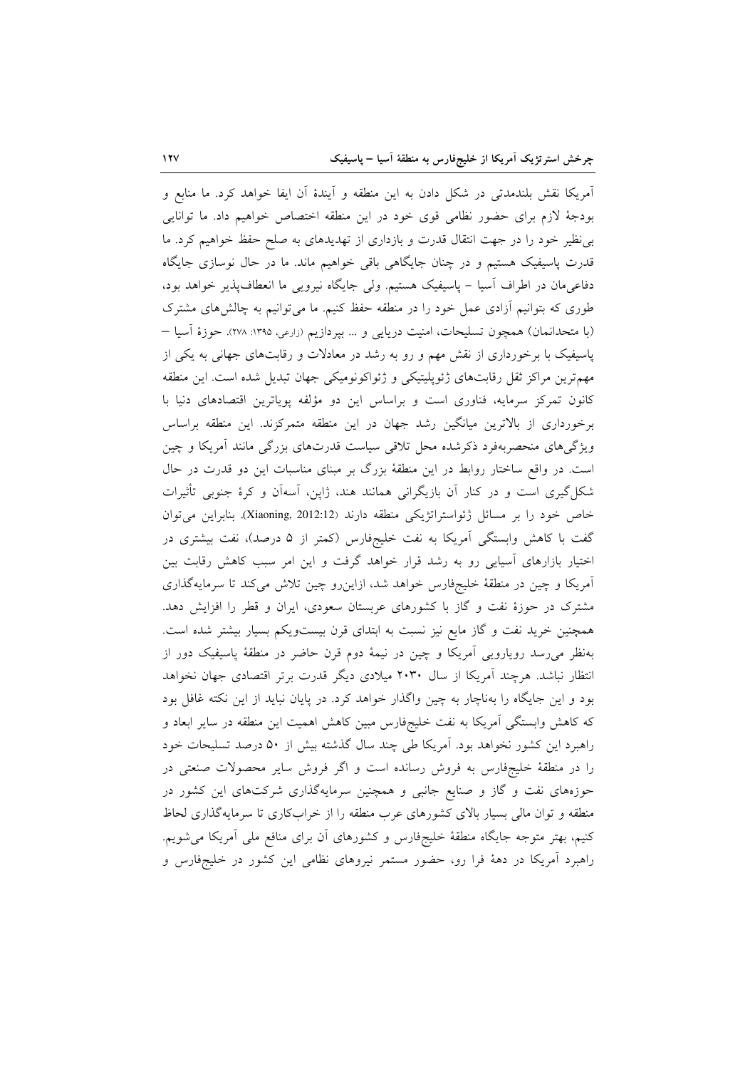آمریکا نقش بلندمدتی در شکل دادن به این منطقه و آیندهٔ آن ایفا خواهد کرد. ما منابع و بودجهٔ لازم برای حضور نظامی قوی خود در این منطقه اختصاص خواهیم داد. ما توانایی بی‌نظیر خود را در جهت انتقال قدرت و بازداری از تهدیدهای به صلح حفظ خواهیم کرد. ما قدرت پاسیفیک هستیم و در چنان جایگاهی باقی خواهیم ماند. ما در حال نوسازی جایگاه دفاعی‌مان در اطراف آسیا – پاسیفیک هستیم. ولی جایگاه نیرویی ما انعطاف‌پذیر خواهد بود، طوری که بتوانیم آزادی عمل خود را در منطقه حفظ کنیم. ما می‌توانیم به چالش‌های مشترک (با متحدانمان) همچون تسلیحات، امنیت دریایی و ... بپردازیم (زارعی، ۱۳۹۵: ۲۷۸). حوزهٔ آسیا – پاسیفیک با برخورداری از نقش مهم و رو به رشد در معادلات و رقابت‌های جهانی به یکی از مهم‌ترین مراکز ثقل رقابت‌های ژئوپلیتیکی و ژئواکونومیکی جهان تبدیل شده است. این منطقه کانون تمرکز سرمایه، فناوری است و براساس این دو مؤلفه پویاترین اقتصادهای دنیا با برخورداری از بالاترین میانگین رشد جهان در این منطقه متمرکزند. این منطقه براساس ویژگی‌های منحصربه‌فرد ذکرشده محل تلاقی سیاست قدرت‌های بزرگی مانند آمریکا و چین است. در واقع ساختار روابط در این منطقهٔ بزرگ بر مبنای مناسبات این دو قدرت در حال شکل‌گیری است و در کنار آن بازیگرانی همانند هند، ژاپن، آسه‌آن و کرهٔ جنوبی تأثیرات خاص خود را بر مسائل ژئواستراتژیکی منطقه دارند (Xiaoning, 2012:12). بنابراین می‌توان گفت با کاهش وابستگی آمریکا به نفت خلیج‌فارس (کمتر از ۵ درصد)، نفت بیشتری در اختیار بازارهای آسیایی رو به رشد قرار خواهد گرفت و این امر سبب کاهش رقابت بین آمریکا و چین در منطقهٔ خلیج‌فارس خواهد شد، ازاین‌رو چین تلاش می‌کند تا سرمایه‌گذاری مشترک در حوزهٔ نفت و گاز با کشورهای عربستان سعودی، ایران و قطر را افزایش دهد. همچنین خرید نفت و گاز مایع نیز نسبت به ابتدای قرن بیست‌ویکم بسیار بیشتر شده است. به‌نظر می‌رسد رویارویی آمریکا و چین در نیمهٔ دوم قرن حاضر در منطقهٔ پاسیفیک دور از انتظار نباشد. هرچند آمریکا از سال ۲۰۳۰ میلادی دیگر قدرت برتر اقتصادی جهان نخواهد بود و این جایگاه را به‌ناچار به چین واگذار خواهد کرد. در پایان نباید از این نکته غافل بود که کاهش وابستگی آمریکا به نفت خلیج‌فارس مبین کاهش اهمیت این منطقه در سایر ابعاد و راهبرد این کشور نخواهد بود. آمریکا طی چند سال گذشته بیش از ۵۰ درصد تسلیحات خود را در منطقهٔ خلیج‌فارس به فروش رسانده است و اگر فروش سایر محصولات صنعتی در حوزه‌های نفت و گاز و صنایع جانبی و همچنین سرمایه‌گذاری شرکت‌های این کشور در منطقه و توان مالی بسیار بالای کشورهای عرب منطقه را از خراب‌کاری تا سرمایه‌گذاری لحاظ کنیم، بهتر متوجه جایگاه منطقهٔ خلیج‌فارس و کشورهای آن برای منافع ملی آمریکا می‌شویم. راهبرد آمریکا در دههٔ فرا رو، حضور مستمر نیروهای نظامی این کشور در خلیج‌فارس و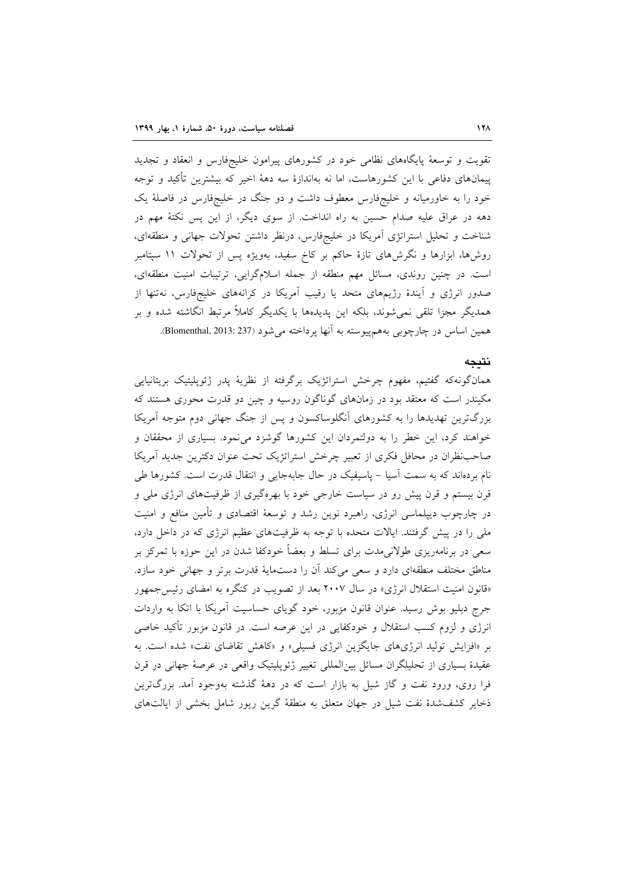تقویت و توسعهٔ پایگاه‌های نظامی خود در کشورهای پیرامون خلیج‌فارس و انعقاد و تجدید پیمان‌های دفاعی با این کشورهاست، اما نه به‌اندازهٔ سه دههٔ اخیر که بیشترین تأکید و توجه خود را به خاورمیانه و خلیج‌فارس معطوف داشت و دو جنگ در خلیج‌فارس در فاصلهٔ یک دهه در عراق علیه صدام حسین به راه انداخت. از سوی دیگر، از این پس نکتهٔ مهم در شناخت و تحلیل استراتژی آمریکا در خلیج‌فارس، درنظر داشتن تحولات جهانی و منطقه‌ای، روش‌ها، ابزارها و نگرش‌های تازهٔ حاکم بر کاخ سفید، به‌ویژه پس از تحولات ۱۱ سپتامبر است. در چنین روندی، مسائل مهم منطقه از جمله اسلام‌گرایی، ترتیبات امنیت منطقه‌ای، صدور انرژی و آیندهٔ رژیم‌های متحد یا رقیب آمریکا در کرانه‌های خلیج‌فارس، نه‌تنها از همدیگر مجزا تلقی نمی‌شوند، بلکه این پدیده‌ها با یکدیگر کاملاً مرتبط انگاشته شده و بر همین اساس در چارچوبی به‌هم‌پیوسته به آنها پرداخته می‌شود (Blomenthal, 2013: 237).

## نتیجه

همان‌گونه‌که گفتیم، مفهوم چرخش استراتژیک برگرفته از نظریهٔ پدر ژئوپلیتیک بریتانیایی مکیندر است که معتقد بود در زمان‌های گوناگون روسیه و چین دو قدرت محوری هستند که بزرگ‌ترین تهدیدها را به کشورهای آنگلوساکسون و پس از جنگ جهانی دوم متوجه آمریکا خواهند کرد، این خطر را به دولتمردان این کشورها گوشزد می‌نمود. بسیاری از محققان و صاحب‌نظران در محافل فکری از تعبیر چرخش استراتژیک تحت عنوان دکترین جدید آمریکا نام برده‌اند که به سمت آسیا – پاسیفیک در حال جابه‌جایی و انتقال قدرت است. کشورها طی قرن بیستم و قرن پیش رو در سیاست خارجی خود با بهره‌گیری از ظرفیت‌های انرژی ملی و در چارچوب دیپلماسی انرژی، راهبرد نوین رشد و توسعهٔ اقتصادی و تأمین منافع و امنیت ملی را در پیش گرفتند. ایالات متحده با توجه به ظرفیت‌های عظیم انرژی که در داخل دارد، سعی در برنامه‌ریزی طولانی‌مدت برای تسلط و بعضاً خودکفا شدن در این حوزه با تمرکز بر مناطق مختلف منطقه‌ای دارد و سعی می‌کند آن را دست‌مایهٔ قدرت برتر و جهانی خود سازد. «قانون امنیت استقلال انرژی» در سال ۲۰۰۷ بعد از تصویب در کنگره به امضای رئیس‌جمهور جرج دبلیو بوش رسید. عنوان قانون مزبور، خود گویای حساسیت آمریکا با اتکا به واردات انرژی و لزوم کسب استقلال و خودکفایی در این عرصه است. در قانون مزبور تأکید خاصی بر «افزایش تولید انرژی‌های جایگزین انرژی فسیلی» و «کاهش تقاضای نفت» شده است. به عقیدهٔ بسیاری از تحلیلگران مسائل بین‌المللی تغییر ژئوپلیتیک واقعی در عرصهٔ جهانی در قرن فرا روی، ورود نفت و گاز شیل به بازار است که در دههٔ گذشته به‌وجود آمد. بزرگ‌ترین ذخایر کشف‌شدهٔ نفت شیل در جهان متعلق به منطقهٔ گرین ریور شامل بخشی از ایالت‌های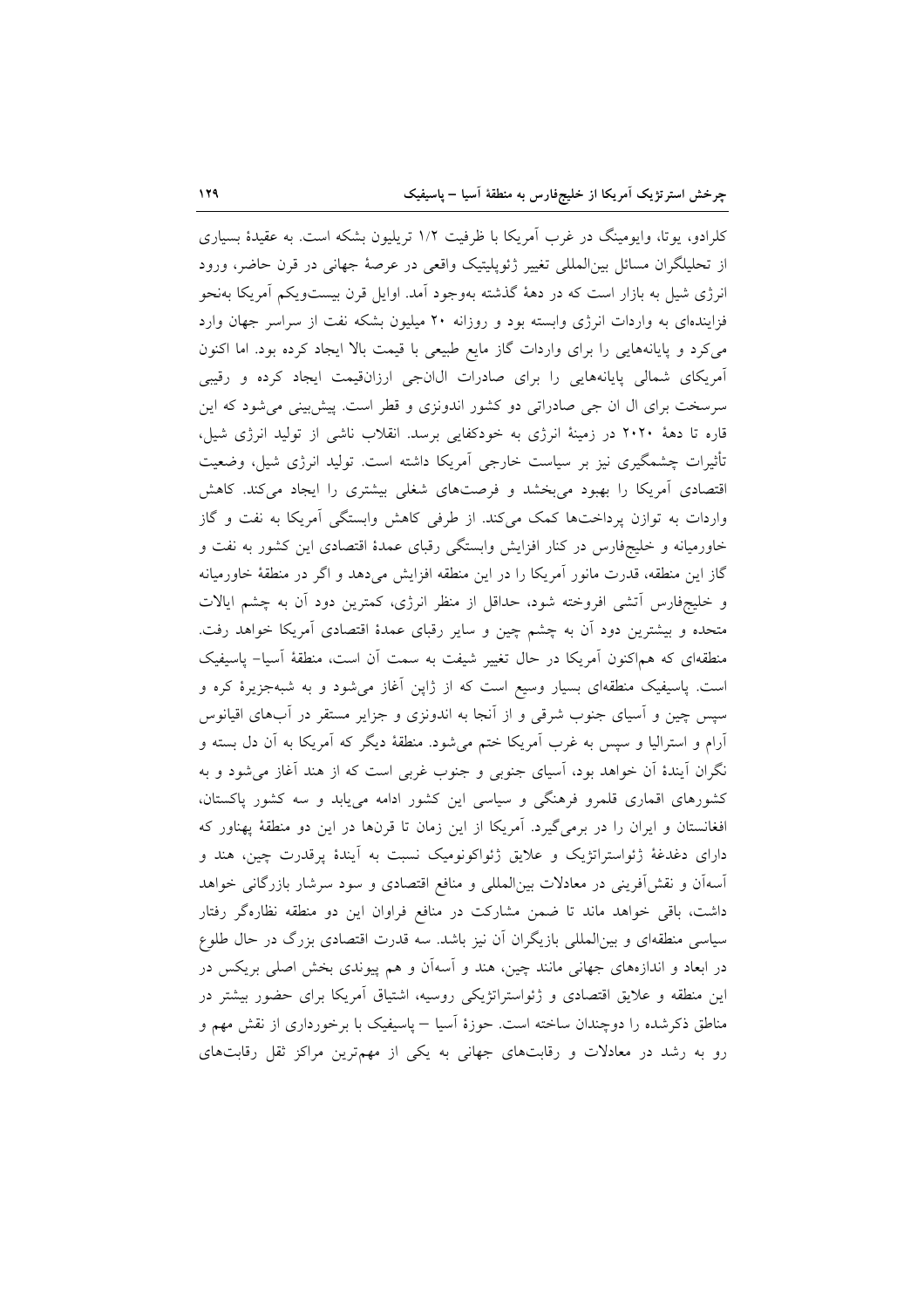کلرادو، یوتا، وایومینگ در غرب آمریکا با ظرفیت ۱/۲ تریلیون بشکه است. به عقیدهٔ بسیاری از تحلیلگران مسائل بین‌المللی تغییر ژئوپلیتیک واقعی در عرصهٔ جهانی در قرن حاضر، ورود انرژی شیل به بازار است که در دههٔ گذشته به‌وجود آمد. اوایل قرن بیست‌ویکم آمریکا به‌نحو فزاینده‌ای به واردات انرژی وابسته بود و روزانه ۲۰ میلیون بشکه نفت از سراسر جهان وارد می‌کرد و پایانه‌هایی را برای واردات گاز مایع طبیعی با قیمت بالا ایجاد کرده بود. اما اکنون آمریکای شمالی پایانه‌هایی را برای صادرات ال‌ان‌جی ارزان‌قیمت ایجاد کرده و رقیبی سرسخت برای ال ان جی صادراتی دو کشور اندونزی و قطر است. پیش‌بینی می‌شود که این قاره تا دههٔ ۲۰۲۰ در زمینهٔ انرژی به خودکفایی برسد. انقلاب ناشی از تولید انرژی شیل، تأثیرات چشمگیری نیز بر سیاست خارجی آمریکا داشته است. تولید انرژی شیل، وضعیت اقتصادی آمریکا را بهبود می‌بخشد و فرصت‌های شغلی بیشتری را ایجاد می‌کند. کاهش واردات به توازن پرداخت‌ها کمک می‌کند. از طرفی کاهش وابستگی آمریکا به نفت و گاز خاورمیانه و خلیج‌فارس در کنار افزایش وابستگی رقبای عمدهٔ اقتصادی این کشور به نفت و گاز این منطقه، قدرت مانور آمریکا را در این منطقه افزایش می‌دهد و اگر در منطقهٔ خاورمیانه و خلیج‌فارس آتشی افروخته شود، حداقل از منظر انرژی، کمترین دود آن به چشم ایالات متحده و بیشترین دود آن به چشم چین و سایر رقبای عمدهٔ اقتصادی آمریکا خواهد رفت. منطقه‌ای که هم‌اکنون آمریکا در حال تغییر شیفت به سمت آن است، منطقهٔ آسیا- پاسیفیک است. پاسیفیک منطقه‌ای بسیار وسیع است که از ژاپن آغاز می‌شود و به شبه‌جزیرهٔ کره و سپس چین و آسیای جنوب شرقی و از آنجا به اندونزی و جزایر مستقر در آب‌های اقیانوس آرام و استرالیا و سپس به غرب آمریکا ختم می‌شود. منطقهٔ دیگر که آمریکا به آن دل بسته و نگران آیندهٔ آن خواهد بود، آسیای جنوبی و جنوب غربی است که از هند آغاز می‌شود و به کشورهای اقماری قلمرو فرهنگی و سیاسی این کشور ادامه می‌یابد و سه کشور پاکستان، افغانستان و ایران را در برمی‌گیرد. آمریکا از این زمان تا قرن‌ها در این دو منطقهٔ پهناور که دارای دغدغهٔ ژئواستراتژیک و علایق ژئواکونومیک نسبت به آیندهٔ پرقدرت چین، هند و آسه‌آن و نقش‌آفرینی در معادلات بین‌المللی و منافع اقتصادی و سود سرشار بازرگانی خواهد داشت، باقی خواهد ماند تا ضمن مشارکت در منافع فراوان این دو منطقه نظاره‌گر رفتار سیاسی منطقه‌ای و بین‌المللی بازیگران آن نیز باشد. سه قدرت اقتصادی بزرگ در حال طلوع در ابعاد و اندازه‌های جهانی مانند چین، هند و آسه‌آن و هم پیوندی بخش اصلی بریکس در این منطقه و علایق اقتصادی و ژئواستراتژیکی روسیه، اشتیاق آمریکا برای حضور بیشتر در مناطق ذکرشده را دوچندان ساخته است. حوزهٔ آسیا – پاسیفیک با برخورداری از نقش مهم و رو به رشد در معادلات و رقابت‌های جهانی به یکی از مهم‌ترین مراکز ثقل رقابت‌های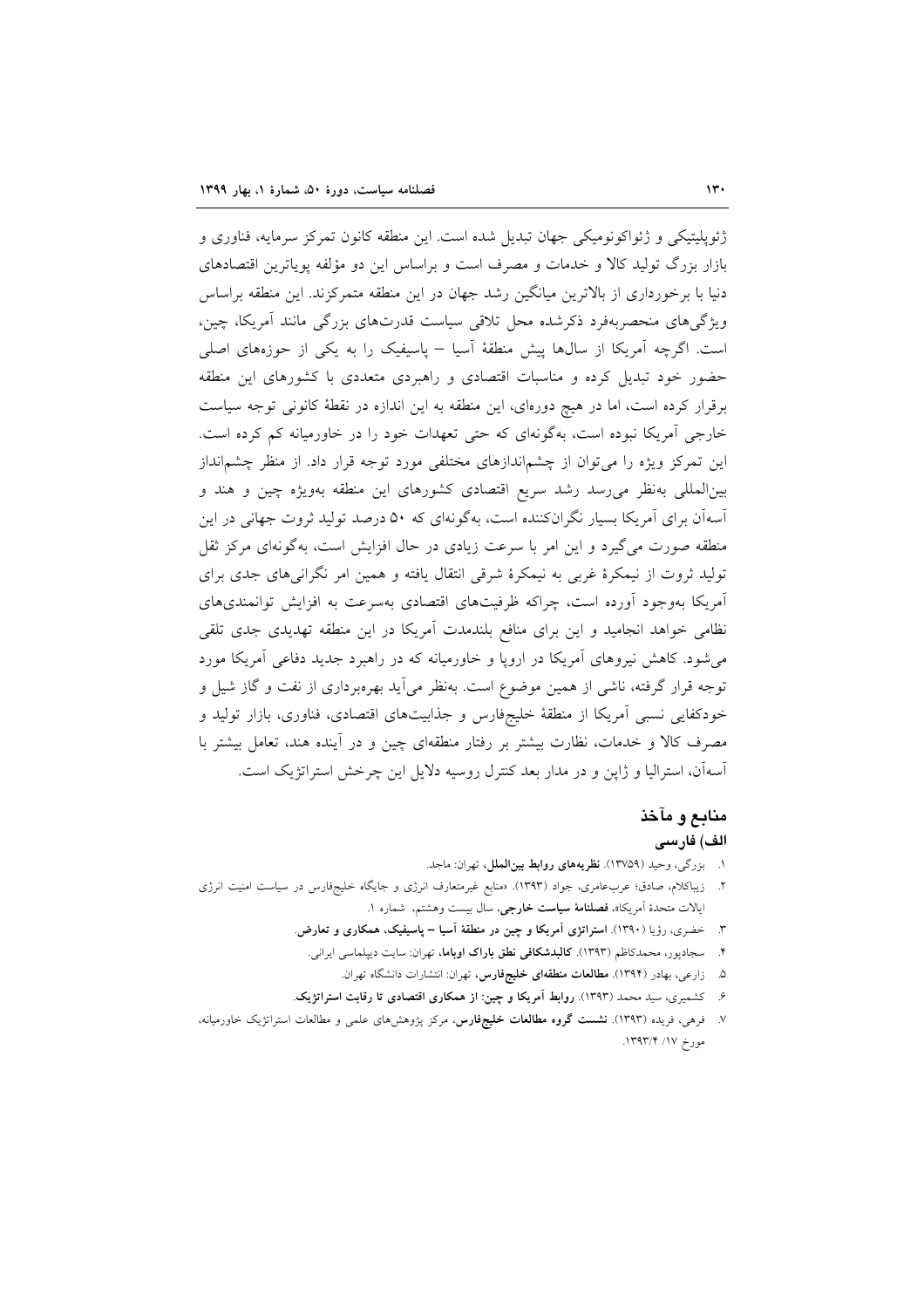ژئوپلیتیکی و ژئواکونومیکی جهان تبدیل شده است. این منطقه کانون تمرکز سرمایه، فناوری و بازار بزرگ تولید کالا و خدمات و مصرف است و براساس این دو مؤلفه پویاترین اقتصادهای دنیا با برخورداری از بالاترین میانگین رشد جهان در این منطقه متمرکزند. این منطقه براساس ویژگی‌های منحصربه‌فرد ذکرشده محل تلاقی سیاست قدرت‌های بزرگی مانند آمریکا، چین، است. اگرچه آمریکا از سال‌ها پیش منطقهٔ آسیا – پاسیفیک را به یکی از حوزه‌های اصلی حضور خود تبدیل کرده و مناسبات اقتصادی و راهبردی متعددی با کشورهای این منطقه برقرار کرده است، اما در هیچ دوره‌ای، این منطقه به این اندازه در نقطهٔ کانونی توجه سیاست خارجی آمریکا نبوده است، به‌گونه‌ای که حتی تعهدات خود را در خاورمیانه کم کرده است. این تمرکز ویژه را می‌توان از چشم‌اندازهای مختلفی مورد توجه قرار داد. از منظر چشم‌انداز بین‌المللی به‌نظر می‌رسد رشد سریع اقتصادی کشورهای این منطقه به‌ویژه چین و هند و آسه‌آن برای آمریکا بسیار نگران‌کننده است، به‌گونه‌ای که ۵۰ درصد تولید ثروت جهانی در این منطقه صورت می‌گیرد و این امر با سرعت زیادی در حال افزایش است، به‌گونه‌ای مرکز ثقل تولید ثروت از نیمکرهٔ غربی به نیمکرهٔ شرقی انتقال یافته و همین امر نگرانی‌های جدی برای آمریکا به‌وجود آورده است، چراکه ظرفیت‌های اقتصادی به‌سرعت به افزایش توانمندی‌های نظامی خواهد انجامید و این برای منافع بلندمدت آمریکا در این منطقه تهدیدی جدی تلقی می‌شود. کاهش نیروهای آمریکا در اروپا و خاورمیانه که در راهبرد جدید دفاعی آمریکا مورد توجه قرار گرفته، ناشی از همین موضوع است. به‌نظر می‌آید بهره‌برداری از نفت و گاز شیل و خودکفایی نسبی آمریکا از منطقهٔ خلیج‌فارس و جذابیت‌های اقتصادی، فناوری، بازار تولید و مصرف کالا و خدمات، نظارت بیشتر بر رفتار منطقه‌ای چین و در آینده هند، تعامل بیشتر با آسه‌آن، استرالیا و ژاپن و در مدار بعد کنترل روسیه دلایل این چرخش استراتژیک است.

## منابع و مآخذ

### الف) فارسی

۱. بزرگی، وحید (۱۳۷۵۹). **نظریه‌های روابط بین‌الملل**، تهران: ماجد.

۲. زیباکلام، صادق؛ عرب‌عامری، جواد (۱۳۹۳). «منابع غیرمتعارف انرژی و جایگاه خلیج‌فارس در سیاست امنیت انرژی ایالات متحدهٔ آمریکا»، **فصلنامهٔ سیاست خارجی**، سال بیست وهشتم، شماره ۱.

۳. خضری، رؤیا (۱۳۹۰). **استراتژی آمریکا و چین در منطقهٔ آسیا – پاسیفیک، همکاری و تعارض**.

۴. سجادپور، محمدکاظم (۱۳۹۳). **کالبدشکافی نطق باراک اوباما**، تهران: سایت دیپلماسی ایرانی.

۵. زارعی، بهادر (۱۳۹۴). **مطالعات منطقه‌ای خلیج‌فارس**، تهران: انتشارات دانشگاه تهران.

۶. کشمیری، سید محمد (۱۳۹۳). **روابط آمریکا و چین: از همکاری اقتصادی تا رقابت استراتژیک**.

۷. فرهی، فریده (۱۳۹۳). **نشست گروه مطالعات خلیج‌فارس**، مرکز پژوهش‌های علمی و مطالعات استراتژیک خاورمیانه، مورخ ۱۳۹۳/۴/۱۷.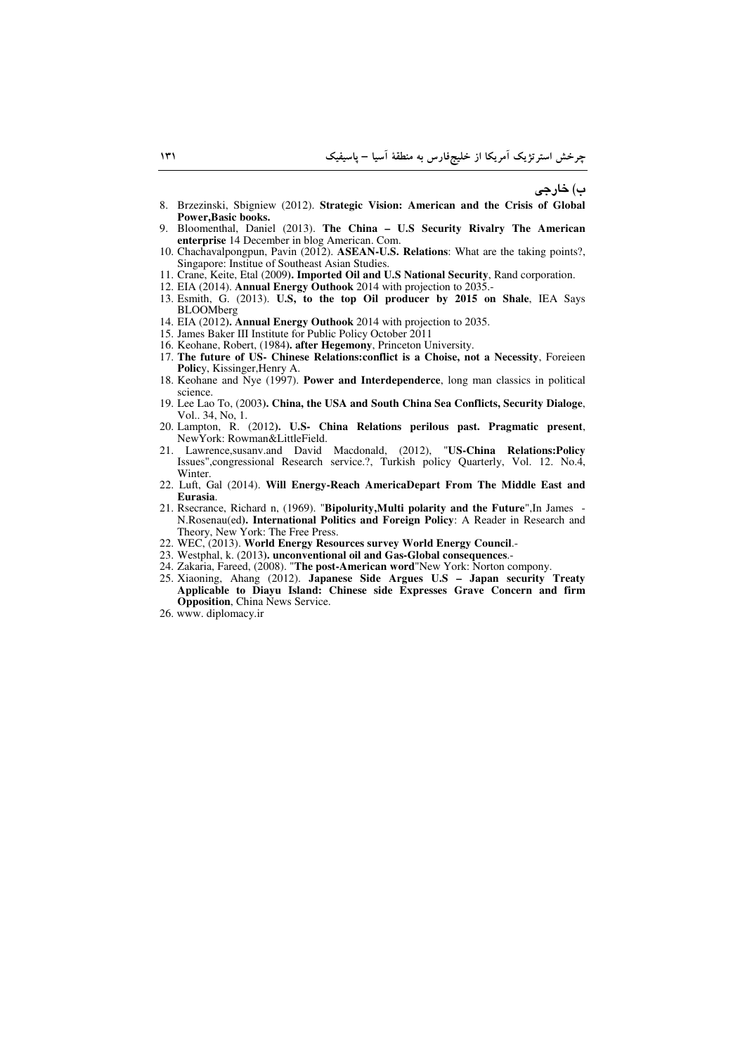### ب) خارجی

8. Brzezinski, Sbigniew (2012). **Strategic Vision: American and the Crisis of Global Power,Basic books.**
9. Bloomenthal, Daniel (2013). **The China – U.S Security Rivalry The American enterprise** 14 December in blog American. Com.
10. Chachavalpongpun, Pavin (2012). **ASEAN-U.S. Relations**: What are the taking points?, Singapore: Institue of Southeast Asian Studies.
11. Crane, Keite, Etal (2009**). Imported Oil and U.S National Security**, Rand corporation.
12. EIA (2014). **Annual Energy Outhook** 2014 with projection to 2035.-
13. Esmith, G. (2013). **U.S, to the top Oil producer by 2015 on Shale**, IEA Says BLOOMberg
14. EIA (2012**). Annual Energy Outhook** 2014 with projection to 2035.
15. James Baker III Institute for Public Policy October 2011
16. Keohane, Robert, (1984**). after Hegemony**, Princeton University.
17. **The future of US- Chinese Relations:conflict is a Choise, not a Necessity**, Foreieen **Polic**y, Kissinger,Henry A.
18. Keohane and Nye (1997). **Power and Interdependerce**, long man classics in political science.
19. Lee Lao To, (2003**). China, the USA and South China Sea Conflicts, Security Dialoge**, Vol.. 34, No, 1.
20. Lampton, R. (2012**). U.S- China Relations perilous past. Pragmatic present**, NewYork: Rowman&LittleField.
21. Lawrence,susanv.and David Macdonald, (2012), "**US-China Relations:Policy** Issues",congressional Research service.?, Turkish policy Quarterly, Vol. 12. No.4, Winter.
22. Luft, Gal (2014). **Will Energy-Reach AmericaDepart From The Middle East and Eurasia**.
21. Rsecrance, Richard n, (1969). "**Bipolurity,Multi polarity and the Future**",In James - N.Rosenau(ed**). International Politics and Foreign Policy**: A Reader in Research and Theory, New York: The Free Press.
22. WEC, (2013). **World Energy Resources survey World Energy Council**.-
23. Westphal, k. (2013**). unconventional oil and Gas-Global consequences**.-
24. Zakaria, Fareed, (2008). "**The post-American word**"New York: Norton compony.
25. Xiaoning, Ahang (2012). **Japanese Side Argues U.S – Japan security Treaty Applicable to Diayu Island: Chinese side Expresses Grave Concern and firm Opposition**, China News Service.
26. www. diplomacy.ir